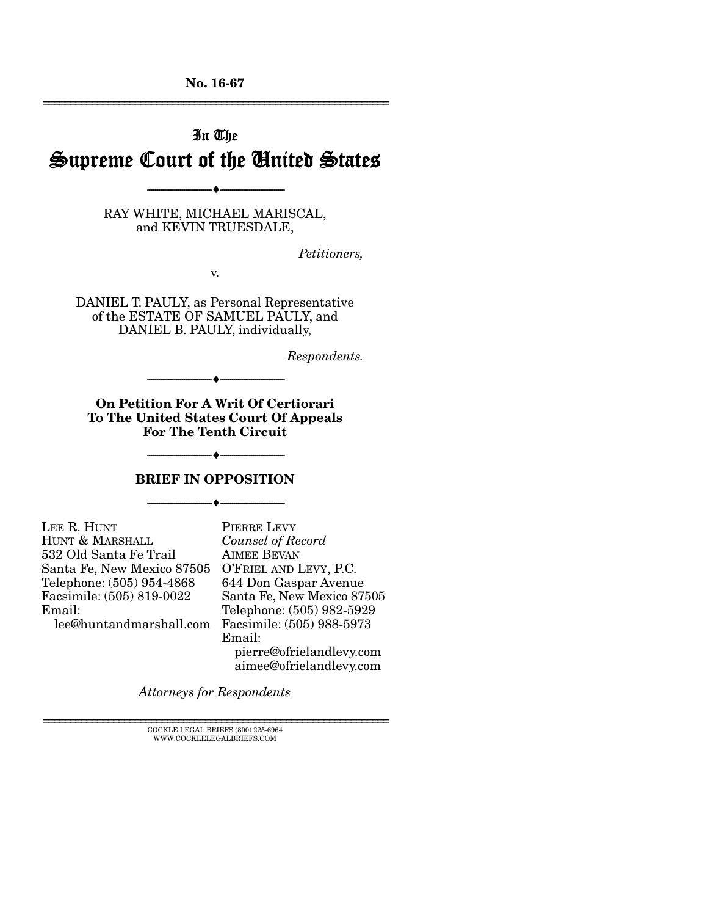No. 16-67

---

# In The Supreme Court of the United States

---

RAY WHITE, MICHAEL MARISCAL, and KEVIN TRUESDALE,

*Petitioners,*

v.

DANIEL T. PAULY, as Personal Representative of the ESTATE OF SAMUEL PAULY, and DANIEL B. PAULY, individually,

*Respondents.*

---

**On Petition For A Writ Of Certiorari To The United States Court Of Appeals For The Tenth Circuit**

---

## BRIEF IN OPPOSITION

---

LEE R. HUNT
HUNT & MARSHALL
532 Old Santa Fe Trail
Santa Fe, New Mexico 87505
Telephone: (505) 954-4868
Facsimile: (505) 819-0022
Email:
lee@huntandmarshall.com

PIERRE LEVY
*Counsel of Record*
AIMEE BEVAN
O'FRIEL AND LEVY, P.C.
644 Don Gaspar Avenue
Santa Fe, New Mexico 87505
Telephone: (505) 982-5929
Facsimile: (505) 988-5973
Email:
pierre@ofrielandlevy.com
aimee@ofrielandlevy.com

*Attorneys for Respondents*

---

COCKLE LEGAL BRIEFS (800) 225-6964
WWW.COCKLELEGALBRIEFS.COM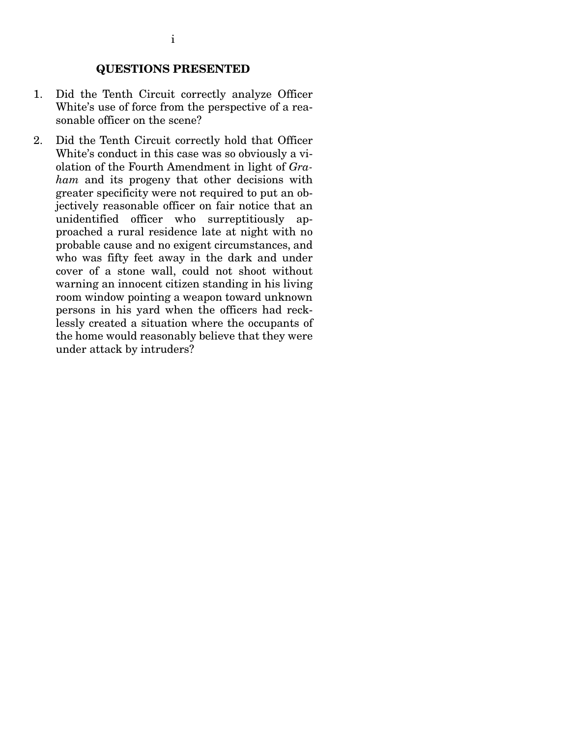## QUESTIONS PRESENTED

1. Did the Tenth Circuit correctly analyze Officer White's use of force from the perspective of a reasonable officer on the scene?

2. Did the Tenth Circuit correctly hold that Officer White's conduct in this case was so obviously a violation of the Fourth Amendment in light of *Graham* and its progeny that other decisions with greater specificity were not required to put an objectively reasonable officer on fair notice that an unidentified officer who surreptitiously approached a rural residence late at night with no probable cause and no exigent circumstances, and who was fifty feet away in the dark and under cover of a stone wall, could not shoot without warning an innocent citizen standing in his living room window pointing a weapon toward unknown persons in his yard when the officers had recklessly created a situation where the occupants of the home would reasonably believe that they were under attack by intruders?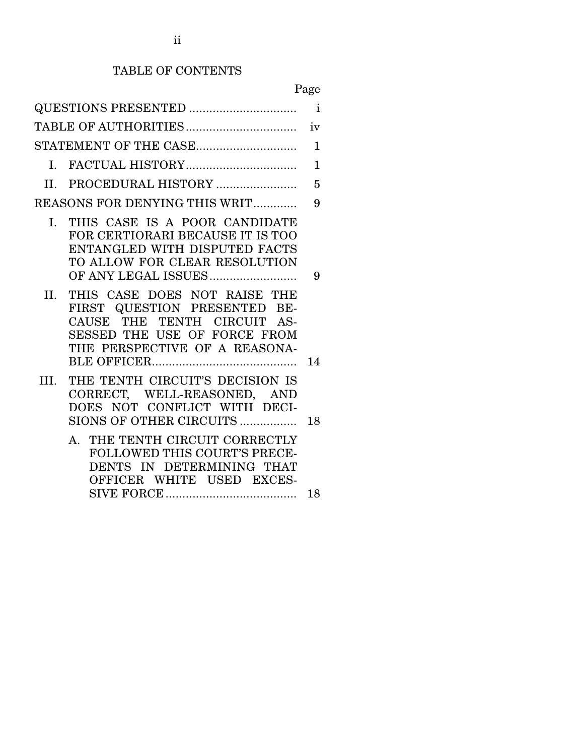## TABLE OF CONTENTS

| | Page |
|---|---|
| QUESTIONS PRESENTED | i |
| TABLE OF AUTHORITIES | iv |
| STATEMENT OF THE CASE | 1 |
| I. FACTUAL HISTORY | 1 |
| II. PROCEDURAL HISTORY | 5 |
| REASONS FOR DENYING THIS WRIT | 9 |
| I. THIS CASE IS A POOR CANDIDATE FOR CERTIORARI BECAUSE IT IS TOO ENTANGLED WITH DISPUTED FACTS TO ALLOW FOR CLEAR RESOLUTION OF ANY LEGAL ISSUES | 9 |
| II. THIS CASE DOES NOT RAISE THE FIRST QUESTION PRESENTED BECAUSE THE TENTH CIRCUIT ASSESSED THE USE OF FORCE FROM THE PERSPECTIVE OF A REASONABLE OFFICER | 14 |
| III. THE TENTH CIRCUIT'S DECISION IS CORRECT, WELL-REASONED, AND DOES NOT CONFLICT WITH DECISIONS OF OTHER CIRCUITS | 18 |
| A. THE TENTH CIRCUIT CORRECTLY FOLLOWED THIS COURT'S PRECEDENTS IN DETERMINING THAT OFFICER WHITE USED EXCESSIVE FORCE | 18 |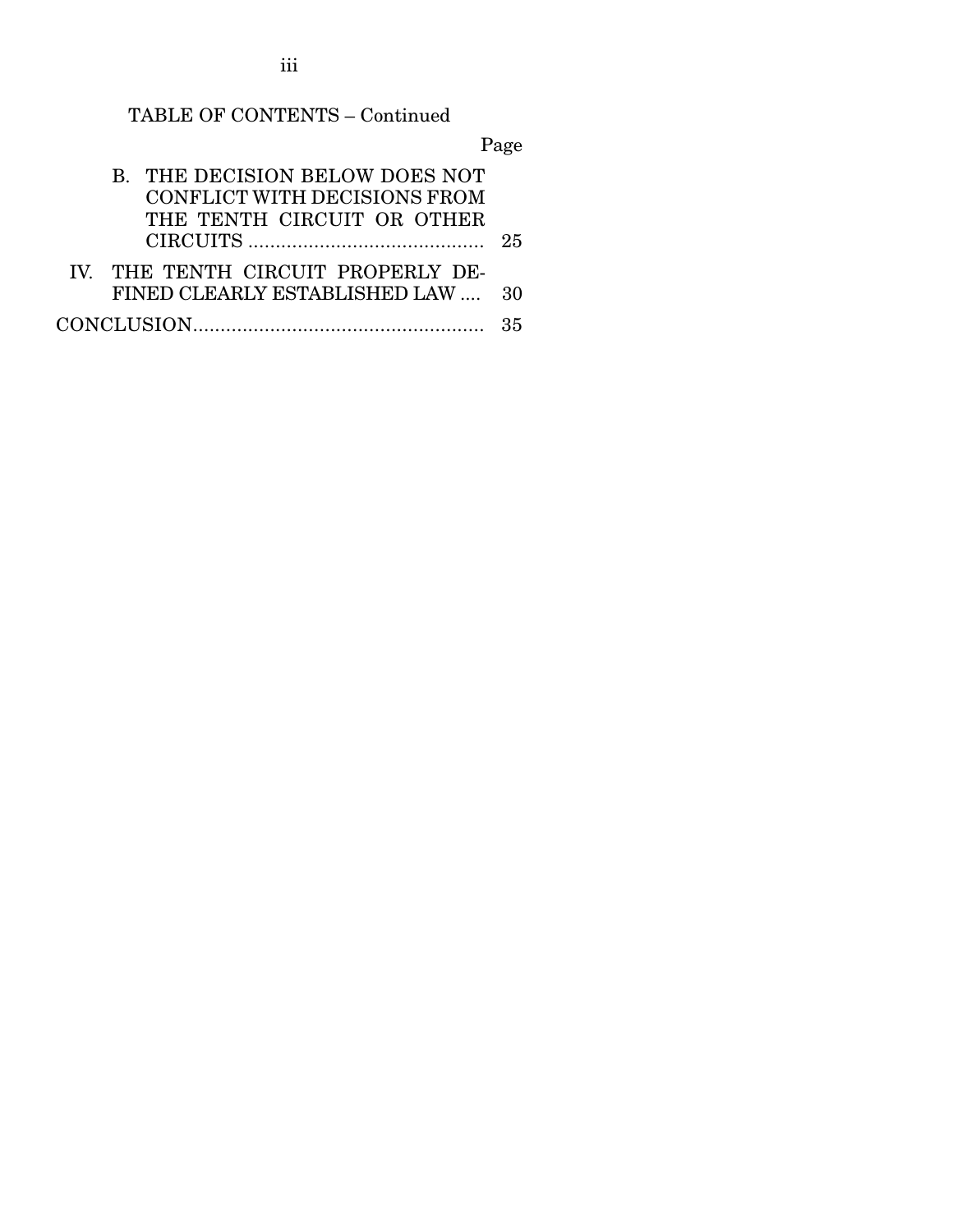TABLE OF CONTENTS – Continued

| | Page |
|---|---|
| B. THE DECISION BELOW DOES NOT CONFLICT WITH DECISIONS FROM THE TENTH CIRCUIT OR OTHER CIRCUITS | 25 |
| IV. THE TENTH CIRCUIT PROPERLY DEFINED CLEARLY ESTABLISHED LAW | 30 |
| CONCLUSION | 35 |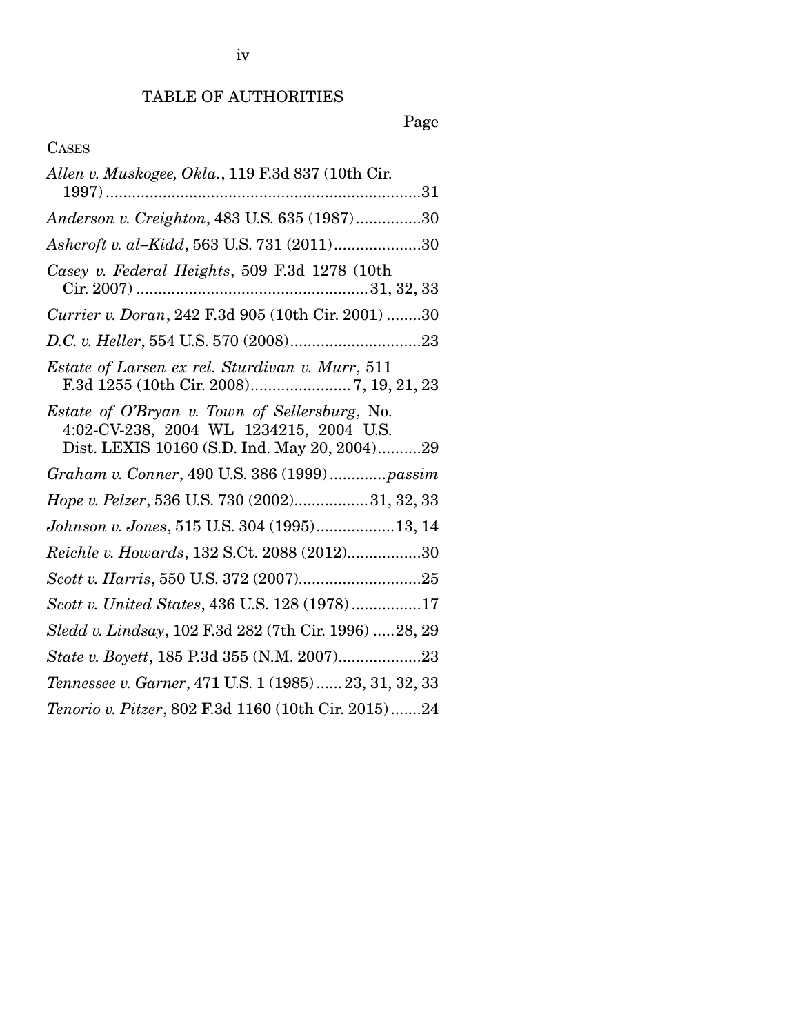# TABLE OF AUTHORITIES

Page

CASES

*Allen v. Muskogee, Okla.*, 119 F.3d 837 (10th Cir. 1997)........................................................................31

*Anderson v. Creighton*, 483 U.S. 635 (1987)...............30

*Ashcroft v. al–Kidd*, 563 U.S. 731 (2011)....................30

*Casey v. Federal Heights*, 509 F.3d 1278 (10th Cir. 2007) ....................................................31, 32, 33

*Currier v. Doran*, 242 F.3d 905 (10th Cir. 2001) ........30

*D.C. v. Heller*, 554 U.S. 570 (2008)..............................23

*Estate of Larsen ex rel. Sturdivan v. Murr*, 511 F.3d 1255 (10th Cir. 2008)...................... 7, 19, 21, 23

*Estate of O'Bryan v. Town of Sellersburg*, No. 4:02-CV-238, 2004 WL 1234215, 2004 U.S. Dist. LEXIS 10160 (S.D. Ind. May 20, 2004)..........29

*Graham v. Conner*, 490 U.S. 386 (1999) ............*passim*

*Hope v. Pelzer*, 536 U.S. 730 (2002).................31, 32, 33

*Johnson v. Jones*, 515 U.S. 304 (1995)..................13, 14

*Reichle v. Howards*, 132 S.Ct. 2088 (2012).................30

*Scott v. Harris*, 550 U.S. 372 (2007)............................25

*Scott v. United States*, 436 U.S. 128 (1978) ................17

*Sledd v. Lindsay*, 102 F.3d 282 (7th Cir. 1996) .....28, 29

*State v. Boyett*, 185 P.3d 355 (N.M. 2007)...................23

*Tennessee v. Garner*, 471 U.S. 1 (1985) ...... 23, 31, 32, 33

*Tenorio v. Pitzer*, 802 F.3d 1160 (10th Cir. 2015).......24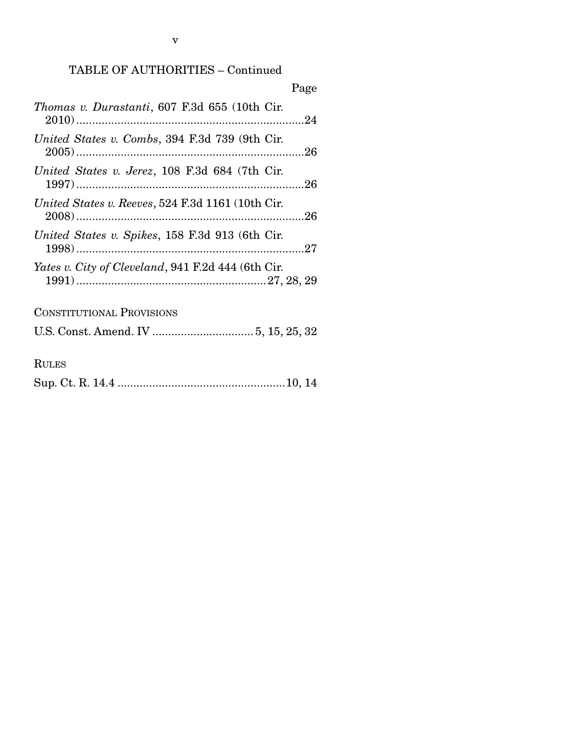TABLE OF AUTHORITIES – Continued

Page

*Thomas v. Durastanti*, 607 F.3d 655 (10th Cir. 2010)........................................................................24

*United States v. Combs*, 394 F.3d 739 (9th Cir. 2005)........................................................................26

*United States v. Jerez*, 108 F.3d 684 (7th Cir. 1997)........................................................................26

*United States v. Reeves*, 524 F.3d 1161 (10th Cir. 2008)........................................................................26

*United States v. Spikes*, 158 F.3d 913 (6th Cir. 1998)........................................................................27

*Yates v. City of Cleveland*, 941 F.2d 444 (6th Cir. 1991)...........................................................27, 28, 29

CONSTITUTIONAL PROVISIONS

U.S. Const. Amend. IV ................................5, 15, 25, 32

RULES

Sup. Ct. R. 14.4 .....................................................10, 14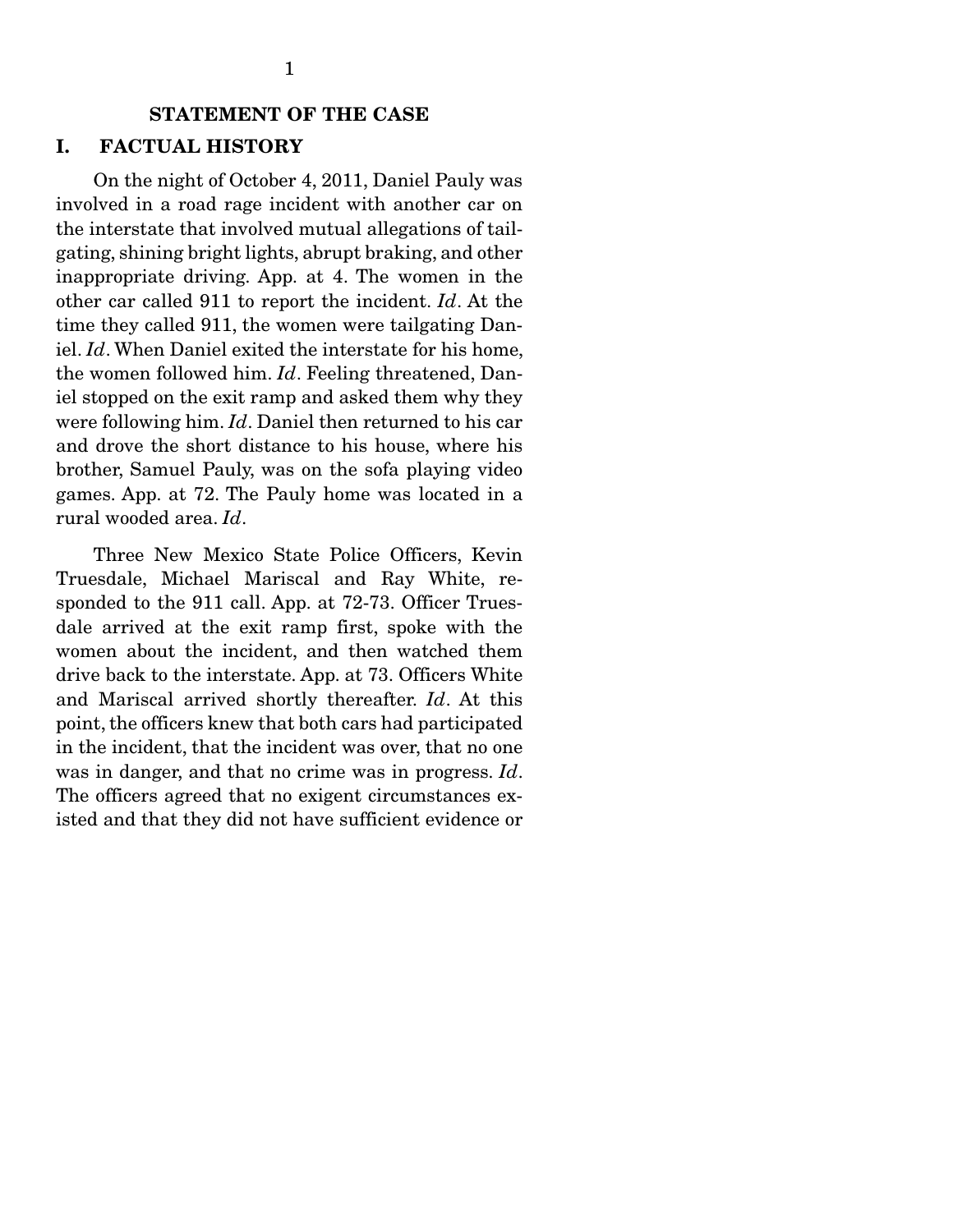## STATEMENT OF THE CASE

### I. FACTUAL HISTORY

On the night of October 4, 2011, Daniel Pauly was involved in a road rage incident with another car on the interstate that involved mutual allegations of tailgating, shining bright lights, abrupt braking, and other inappropriate driving. App. at 4. The women in the other car called 911 to report the incident. *Id*. At the time they called 911, the women were tailgating Daniel. *Id*. When Daniel exited the interstate for his home, the women followed him. *Id*. Feeling threatened, Daniel stopped on the exit ramp and asked them why they were following him. *Id*. Daniel then returned to his car and drove the short distance to his house, where his brother, Samuel Pauly, was on the sofa playing video games. App. at 72. The Pauly home was located in a rural wooded area. *Id*.

Three New Mexico State Police Officers, Kevin Truesdale, Michael Mariscal and Ray White, responded to the 911 call. App. at 72-73. Officer Truesdale arrived at the exit ramp first, spoke with the women about the incident, and then watched them drive back to the interstate. App. at 73. Officers White and Mariscal arrived shortly thereafter. *Id*. At this point, the officers knew that both cars had participated in the incident, that the incident was over, that no one was in danger, and that no crime was in progress. *Id*. The officers agreed that no exigent circumstances existed and that they did not have sufficient evidence or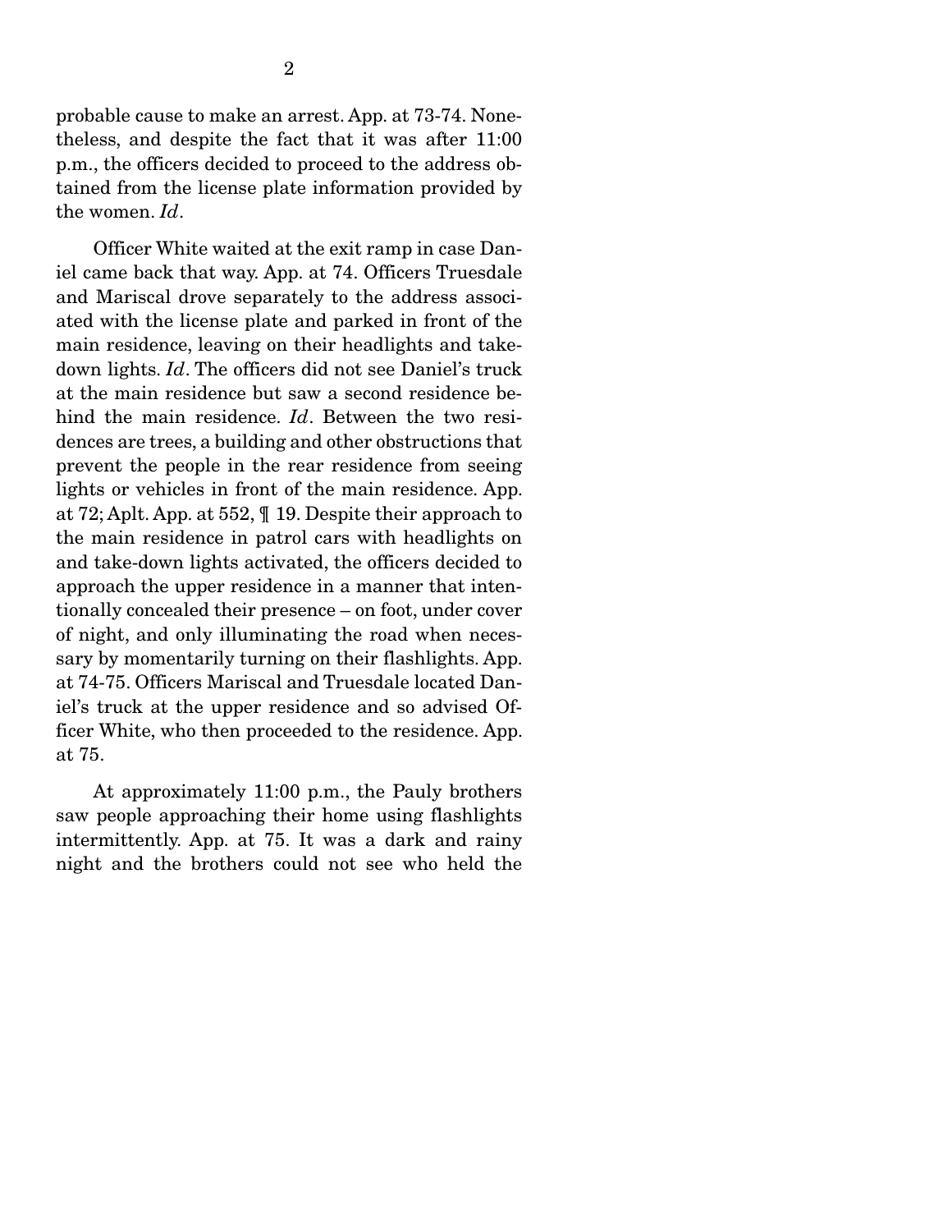probable cause to make an arrest. App. at 73-74. Nonetheless, and despite the fact that it was after 11:00 p.m., the officers decided to proceed to the address obtained from the license plate information provided by the women. *Id*.

Officer White waited at the exit ramp in case Daniel came back that way. App. at 74. Officers Truesdale and Mariscal drove separately to the address associated with the license plate and parked in front of the main residence, leaving on their headlights and takedown lights. *Id*. The officers did not see Daniel's truck at the main residence but saw a second residence behind the main residence. *Id*. Between the two residences are trees, a building and other obstructions that prevent the people in the rear residence from seeing lights or vehicles in front of the main residence. App. at 72; Aplt. App. at 552, ¶ 19. Despite their approach to the main residence in patrol cars with headlights on and take-down lights activated, the officers decided to approach the upper residence in a manner that intentionally concealed their presence – on foot, under cover of night, and only illuminating the road when necessary by momentarily turning on their flashlights. App. at 74-75. Officers Mariscal and Truesdale located Daniel's truck at the upper residence and so advised Officer White, who then proceeded to the residence. App. at 75.

At approximately 11:00 p.m., the Pauly brothers saw people approaching their home using flashlights intermittently. App. at 75. It was a dark and rainy night and the brothers could not see who held the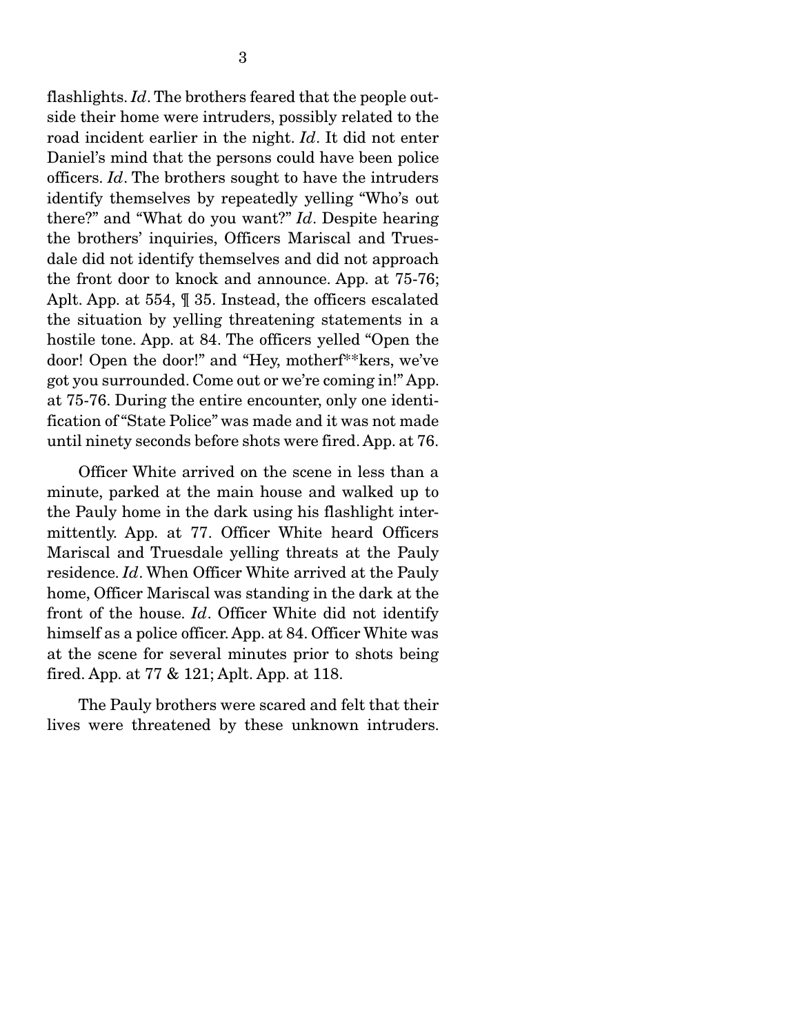flashlights. *Id*. The brothers feared that the people outside their home were intruders, possibly related to the road incident earlier in the night. *Id*. It did not enter Daniel's mind that the persons could have been police officers. *Id*. The brothers sought to have the intruders identify themselves by repeatedly yelling "Who's out there?" and "What do you want?" *Id*. Despite hearing the brothers' inquiries, Officers Mariscal and Truesdale did not identify themselves and did not approach the front door to knock and announce. App. at 75-76; Aplt. App. at 554, ¶ 35. Instead, the officers escalated the situation by yelling threatening statements in a hostile tone. App. at 84. The officers yelled "Open the door! Open the door!" and "Hey, motherf**kers, we've got you surrounded. Come out or we're coming in!" App. at 75-76. During the entire encounter, only one identification of "State Police" was made and it was not made until ninety seconds before shots were fired. App. at 76.

Officer White arrived on the scene in less than a minute, parked at the main house and walked up to the Pauly home in the dark using his flashlight intermittently. App. at 77. Officer White heard Officers Mariscal and Truesdale yelling threats at the Pauly residence. *Id*. When Officer White arrived at the Pauly home, Officer Mariscal was standing in the dark at the front of the house. *Id*. Officer White did not identify himself as a police officer. App. at 84. Officer White was at the scene for several minutes prior to shots being fired. App. at 77 & 121; Aplt. App. at 118.

The Pauly brothers were scared and felt that their lives were threatened by these unknown intruders.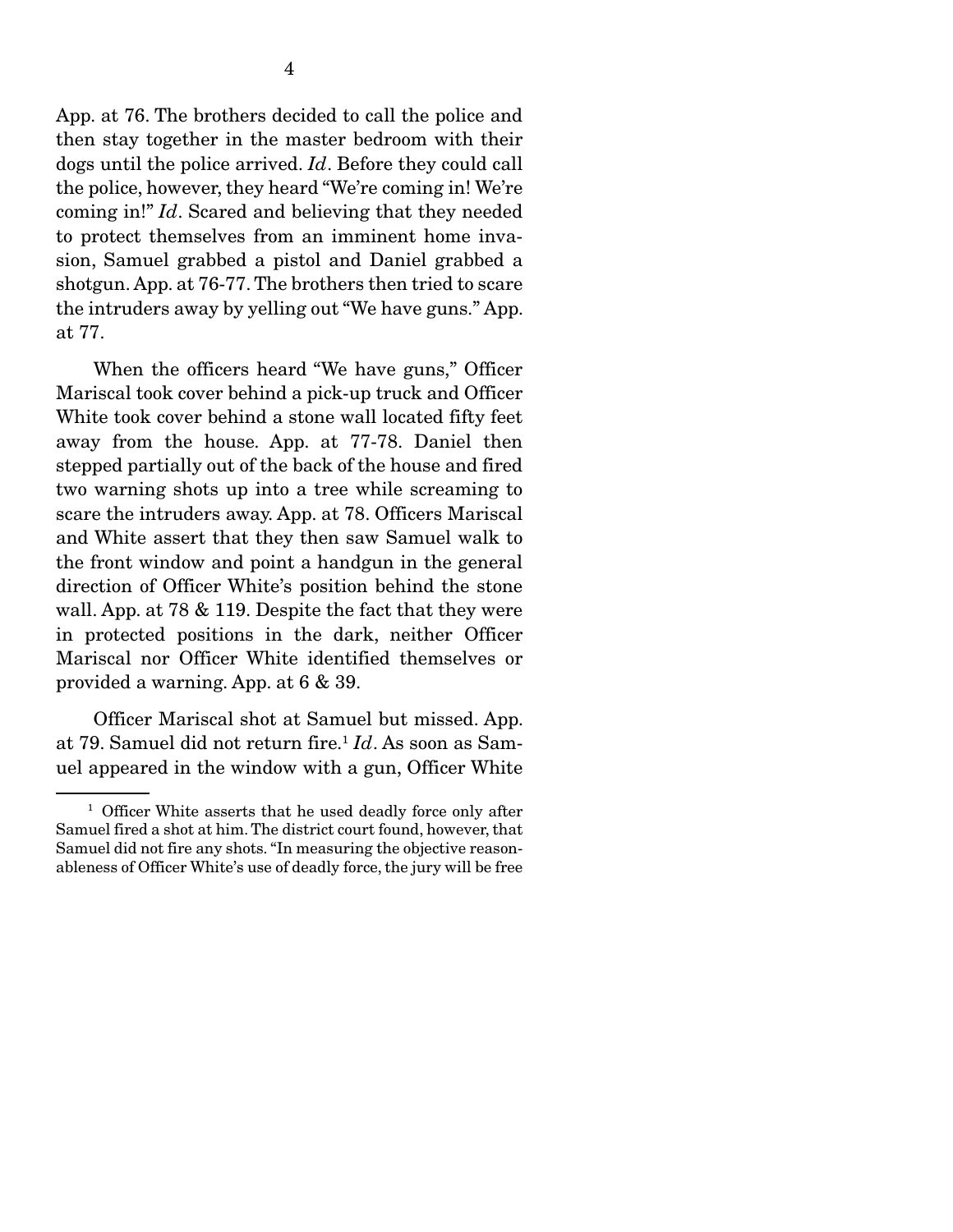App. at 76. The brothers decided to call the police and then stay together in the master bedroom with their dogs until the police arrived. *Id*. Before they could call the police, however, they heard "We're coming in! We're coming in!" *Id*. Scared and believing that they needed to protect themselves from an imminent home invasion, Samuel grabbed a pistol and Daniel grabbed a shotgun. App. at 76-77. The brothers then tried to scare the intruders away by yelling out "We have guns." App. at 77.

When the officers heard "We have guns," Officer Mariscal took cover behind a pick-up truck and Officer White took cover behind a stone wall located fifty feet away from the house. App. at 77-78. Daniel then stepped partially out of the back of the house and fired two warning shots up into a tree while screaming to scare the intruders away. App. at 78. Officers Mariscal and White assert that they then saw Samuel walk to the front window and point a handgun in the general direction of Officer White's position behind the stone wall. App. at 78 & 119. Despite the fact that they were in protected positions in the dark, neither Officer Mariscal nor Officer White identified themselves or provided a warning. App. at 6 & 39.

Officer Mariscal shot at Samuel but missed. App. at 79. Samuel did not return fire.[1] *Id*. As soon as Samuel appeared in the window with a gun, Officer White

[1] Officer White asserts that he used deadly force only after Samuel fired a shot at him. The district court found, however, that Samuel did not fire any shots. "In measuring the objective reasonableness of Officer White's use of deadly force, the jury will be free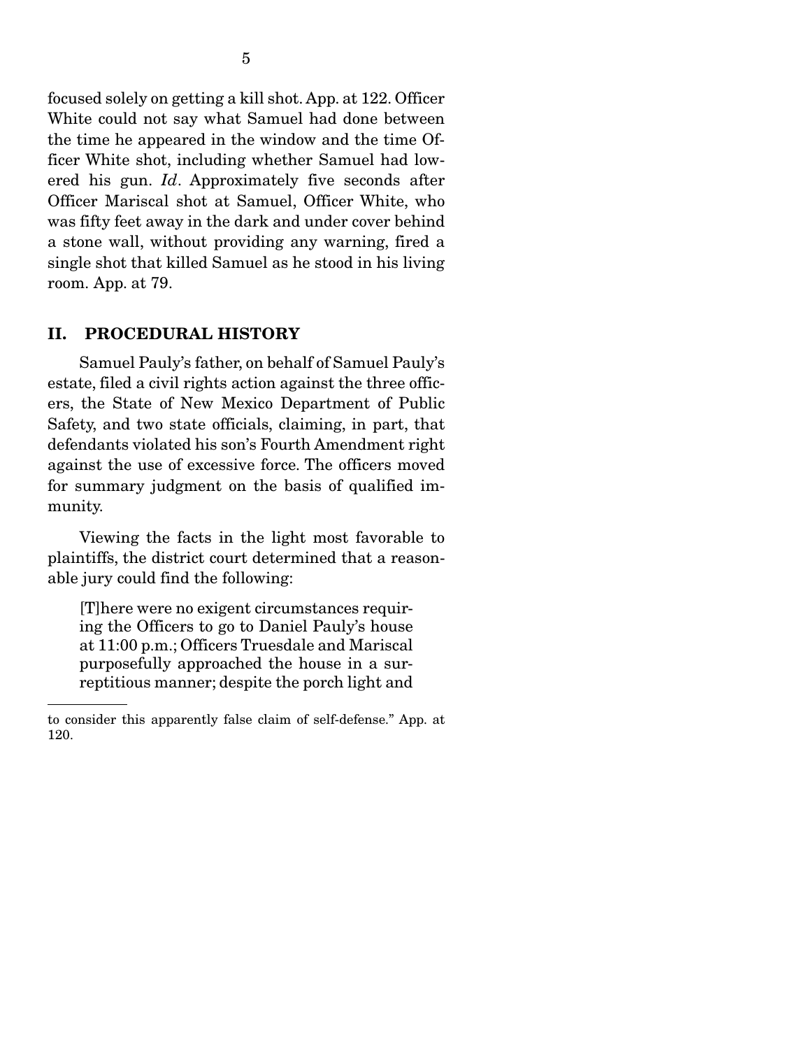focused solely on getting a kill shot. App. at 122. Officer White could not say what Samuel had done between the time he appeared in the window and the time Officer White shot, including whether Samuel had lowered his gun. *Id*. Approximately five seconds after Officer Mariscal shot at Samuel, Officer White, who was fifty feet away in the dark and under cover behind a stone wall, without providing any warning, fired a single shot that killed Samuel as he stood in his living room. App. at 79.

## II. PROCEDURAL HISTORY

Samuel Pauly's father, on behalf of Samuel Pauly's estate, filed a civil rights action against the three officers, the State of New Mexico Department of Public Safety, and two state officials, claiming, in part, that defendants violated his son's Fourth Amendment right against the use of excessive force. The officers moved for summary judgment on the basis of qualified immunity.

Viewing the facts in the light most favorable to plaintiffs, the district court determined that a reasonable jury could find the following:

> [T]here were no exigent circumstances requiring the Officers to go to Daniel Pauly's house at 11:00 p.m.; Officers Truesdale and Mariscal purposefully approached the house in a surreptitious manner; despite the porch light and

---

to consider this apparently false claim of self-defense." App. at 120.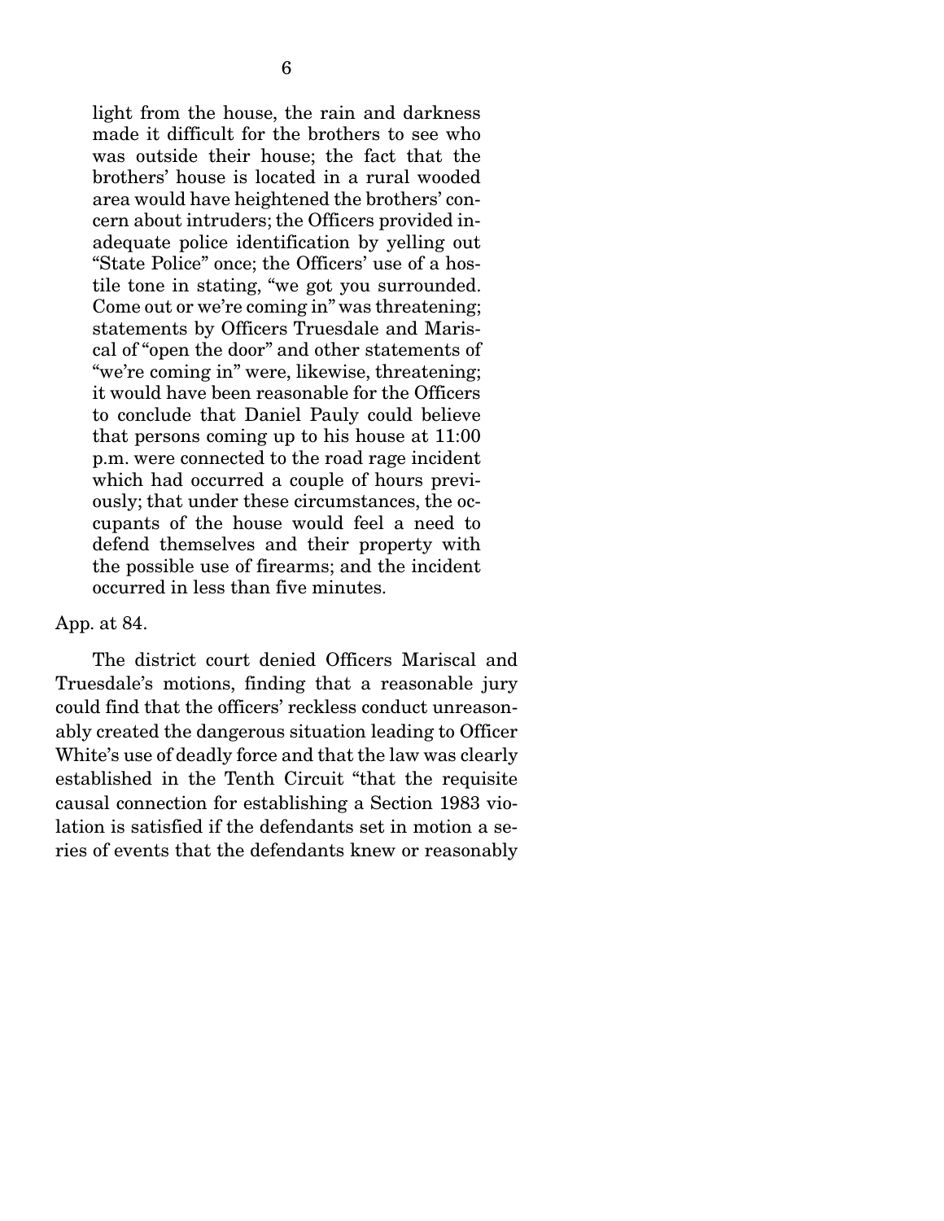> light from the house, the rain and darkness made it difficult for the brothers to see who was outside their house; the fact that the brothers' house is located in a rural wooded area would have heightened the brothers' concern about intruders; the Officers provided inadequate police identification by yelling out "State Police" once; the Officers' use of a hostile tone in stating, "we got you surrounded. Come out or we're coming in" was threatening; statements by Officers Truesdale and Mariscal of "open the door" and other statements of "we're coming in" were, likewise, threatening; it would have been reasonable for the Officers to conclude that Daniel Pauly could believe that persons coming up to his house at 11:00 p.m. were connected to the road rage incident which had occurred a couple of hours previously; that under these circumstances, the occupants of the house would feel a need to defend themselves and their property with the possible use of firearms; and the incident occurred in less than five minutes.

App. at 84.

The district court denied Officers Mariscal and Truesdale's motions, finding that a reasonable jury could find that the officers' reckless conduct unreasonably created the dangerous situation leading to Officer White's use of deadly force and that the law was clearly established in the Tenth Circuit "that the requisite causal connection for establishing a Section 1983 violation is satisfied if the defendants set in motion a series of events that the defendants knew or reasonably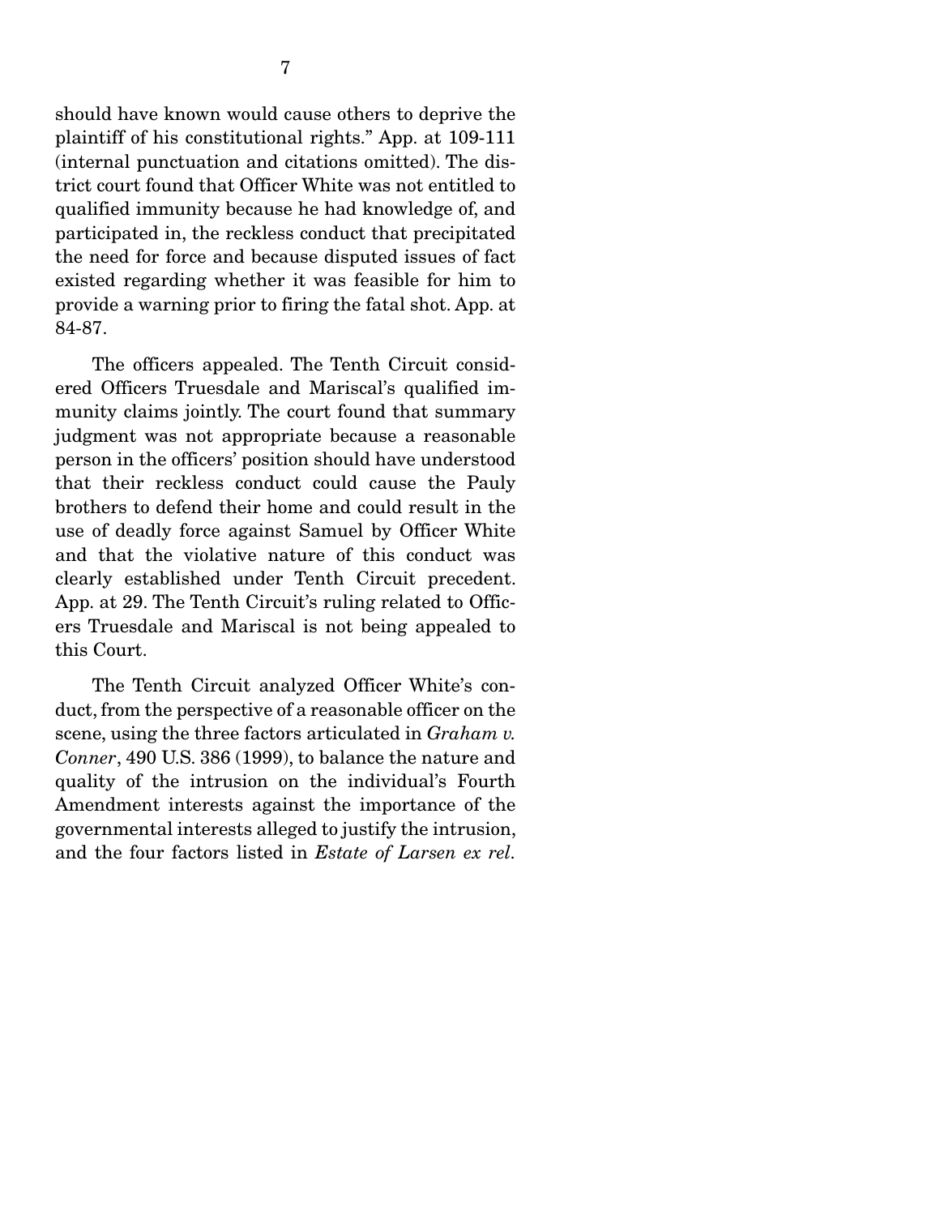should have known would cause others to deprive the plaintiff of his constitutional rights." App. at 109-111 (internal punctuation and citations omitted). The district court found that Officer White was not entitled to qualified immunity because he had knowledge of, and participated in, the reckless conduct that precipitated the need for force and because disputed issues of fact existed regarding whether it was feasible for him to provide a warning prior to firing the fatal shot. App. at 84-87.

The officers appealed. The Tenth Circuit considered Officers Truesdale and Mariscal's qualified immunity claims jointly. The court found that summary judgment was not appropriate because a reasonable person in the officers' position should have understood that their reckless conduct could cause the Pauly brothers to defend their home and could result in the use of deadly force against Samuel by Officer White and that the violative nature of this conduct was clearly established under Tenth Circuit precedent. App. at 29. The Tenth Circuit's ruling related to Officers Truesdale and Mariscal is not being appealed to this Court.

The Tenth Circuit analyzed Officer White's conduct, from the perspective of a reasonable officer on the scene, using the three factors articulated in *Graham v. Conner*, 490 U.S. 386 (1999), to balance the nature and quality of the intrusion on the individual's Fourth Amendment interests against the importance of the governmental interests alleged to justify the intrusion, and the four factors listed in *Estate of Larsen ex rel.*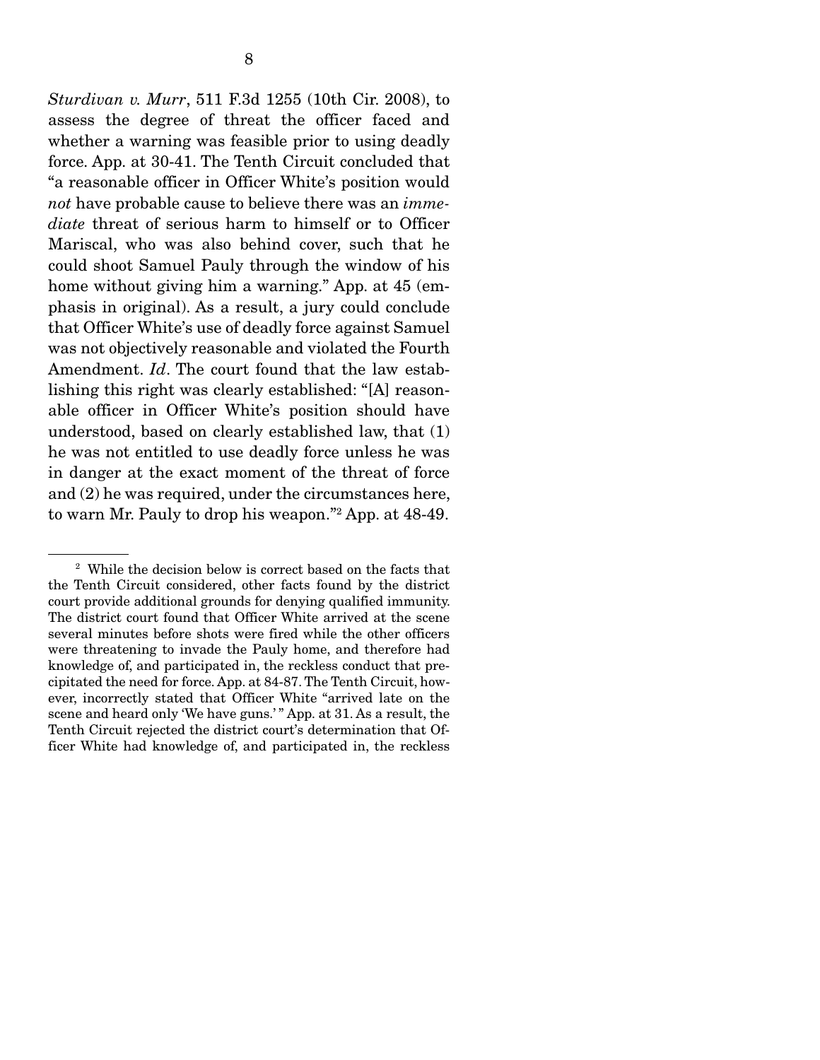*Sturdivan v. Murr*, 511 F.3d 1255 (10th Cir. 2008), to assess the degree of threat the officer faced and whether a warning was feasible prior to using deadly force. App. at 30-41. The Tenth Circuit concluded that "a reasonable officer in Officer White's position would *not* have probable cause to believe there was an *immediate* threat of serious harm to himself or to Officer Mariscal, who was also behind cover, such that he could shoot Samuel Pauly through the window of his home without giving him a warning." App. at 45 (emphasis in original). As a result, a jury could conclude that Officer White's use of deadly force against Samuel was not objectively reasonable and violated the Fourth Amendment. *Id*. The court found that the law establishing this right was clearly established: "[A] reasonable officer in Officer White's position should have understood, based on clearly established law, that (1) he was not entitled to use deadly force unless he was in danger at the exact moment of the threat of force and (2) he was required, under the circumstances here, to warn Mr. Pauly to drop his weapon."[2] App. at 48-49.

---

[2] While the decision below is correct based on the facts that the Tenth Circuit considered, other facts found by the district court provide additional grounds for denying qualified immunity. The district court found that Officer White arrived at the scene several minutes before shots were fired while the other officers were threatening to invade the Pauly home, and therefore had knowledge of, and participated in, the reckless conduct that precipitated the need for force. App. at 84-87. The Tenth Circuit, however, incorrectly stated that Officer White "arrived late on the scene and heard only 'We have guns.'" App. at 31. As a result, the Tenth Circuit rejected the district court's determination that Officer White had knowledge of, and participated in, the reckless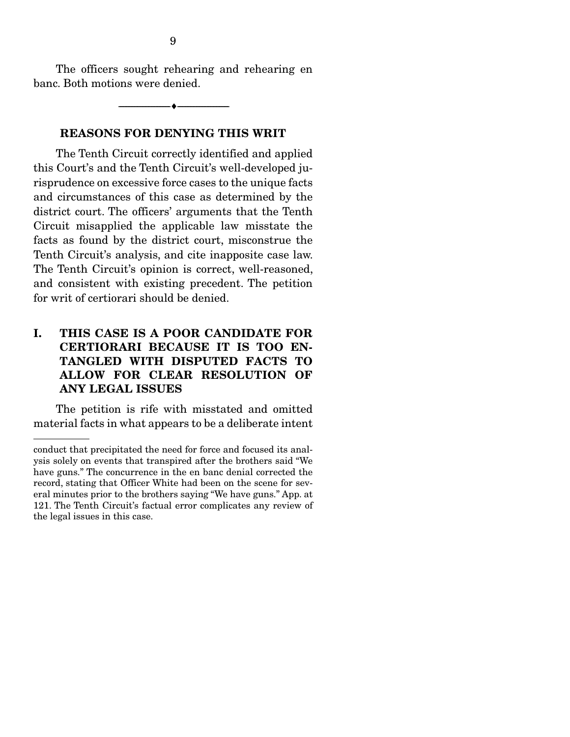The officers sought rehearing and rehearing en banc. Both motions were denied.

---

## REASONS FOR DENYING THIS WRIT

The Tenth Circuit correctly identified and applied this Court's and the Tenth Circuit's well-developed jurisprudence on excessive force cases to the unique facts and circumstances of this case as determined by the district court. The officers' arguments that the Tenth Circuit misapplied the applicable law misstate the facts as found by the district court, misconstrue the Tenth Circuit's analysis, and cite inapposite case law. The Tenth Circuit's opinion is correct, well-reasoned, and consistent with existing precedent. The petition for writ of certiorari should be denied.

### I. THIS CASE IS A POOR CANDIDATE FOR CERTIORARI BECAUSE IT IS TOO ENTANGLED WITH DISPUTED FACTS TO ALLOW FOR CLEAR RESOLUTION OF ANY LEGAL ISSUES

The petition is rife with misstated and omitted material facts in what appears to be a deliberate intent

---

conduct that precipitated the need for force and focused its analysis solely on events that transpired after the brothers said "We have guns." The concurrence in the en banc denial corrected the record, stating that Officer White had been on the scene for several minutes prior to the brothers saying "We have guns." App. at 121. The Tenth Circuit's factual error complicates any review of the legal issues in this case.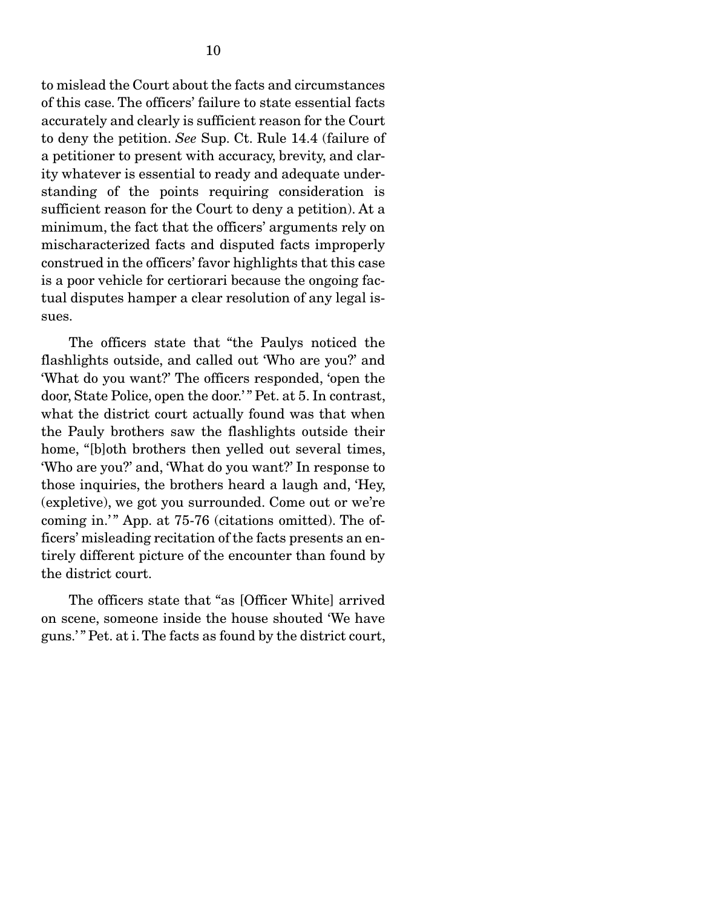to mislead the Court about the facts and circumstances of this case. The officers' failure to state essential facts accurately and clearly is sufficient reason for the Court to deny the petition. *See* Sup. Ct. Rule 14.4 (failure of a petitioner to present with accuracy, brevity, and clarity whatever is essential to ready and adequate understanding of the points requiring consideration is sufficient reason for the Court to deny a petition). At a minimum, the fact that the officers' arguments rely on mischaracterized facts and disputed facts improperly construed in the officers' favor highlights that this case is a poor vehicle for certiorari because the ongoing factual disputes hamper a clear resolution of any legal issues.

The officers state that "the Paulys noticed the flashlights outside, and called out 'Who are you?' and 'What do you want?' The officers responded, 'open the door, State Police, open the door.'" Pet. at 5. In contrast, what the district court actually found was that when the Pauly brothers saw the flashlights outside their home, "[b]oth brothers then yelled out several times, 'Who are you?' and, 'What do you want?' In response to those inquiries, the brothers heard a laugh and, 'Hey, (expletive), we got you surrounded. Come out or we're coming in.'" App. at 75-76 (citations omitted). The officers' misleading recitation of the facts presents an entirely different picture of the encounter than found by the district court.

The officers state that "as [Officer White] arrived on scene, someone inside the house shouted 'We have guns.'" Pet. at i. The facts as found by the district court,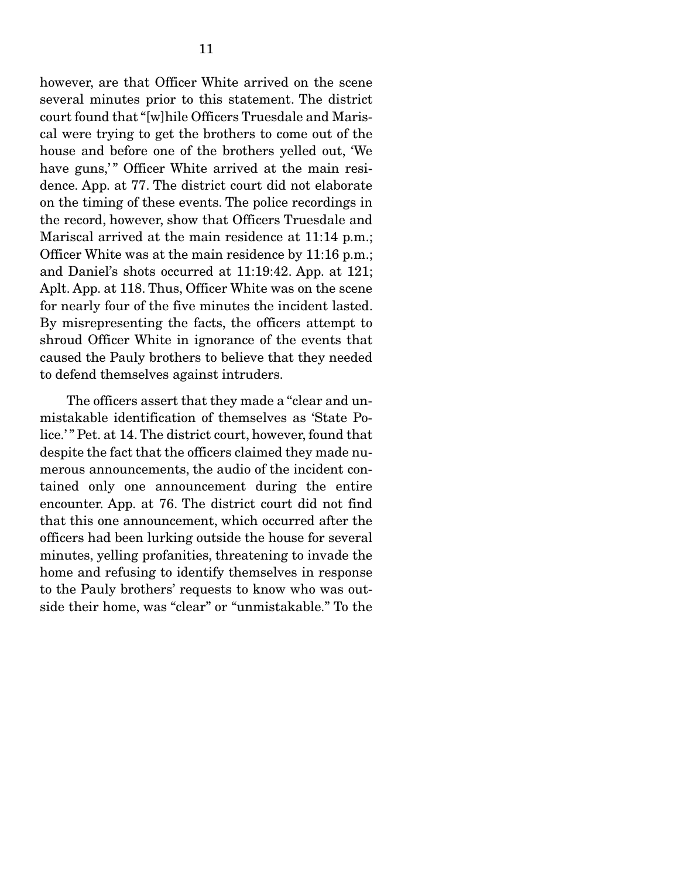however, are that Officer White arrived on the scene several minutes prior to this statement. The district court found that "[w]hile Officers Truesdale and Mariscal were trying to get the brothers to come out of the house and before one of the brothers yelled out, 'We have guns,'" Officer White arrived at the main residence. App. at 77. The district court did not elaborate on the timing of these events. The police recordings in the record, however, show that Officers Truesdale and Mariscal arrived at the main residence at 11:14 p.m.; Officer White was at the main residence by 11:16 p.m.; and Daniel's shots occurred at 11:19:42. App. at 121; Aplt. App. at 118. Thus, Officer White was on the scene for nearly four of the five minutes the incident lasted. By misrepresenting the facts, the officers attempt to shroud Officer White in ignorance of the events that caused the Pauly brothers to believe that they needed to defend themselves against intruders.

The officers assert that they made a "clear and unmistakable identification of themselves as 'State Police.'" Pet. at 14. The district court, however, found that despite the fact that the officers claimed they made numerous announcements, the audio of the incident contained only one announcement during the entire encounter. App. at 76. The district court did not find that this one announcement, which occurred after the officers had been lurking outside the house for several minutes, yelling profanities, threatening to invade the home and refusing to identify themselves in response to the Pauly brothers' requests to know who was outside their home, was "clear" or "unmistakable." To the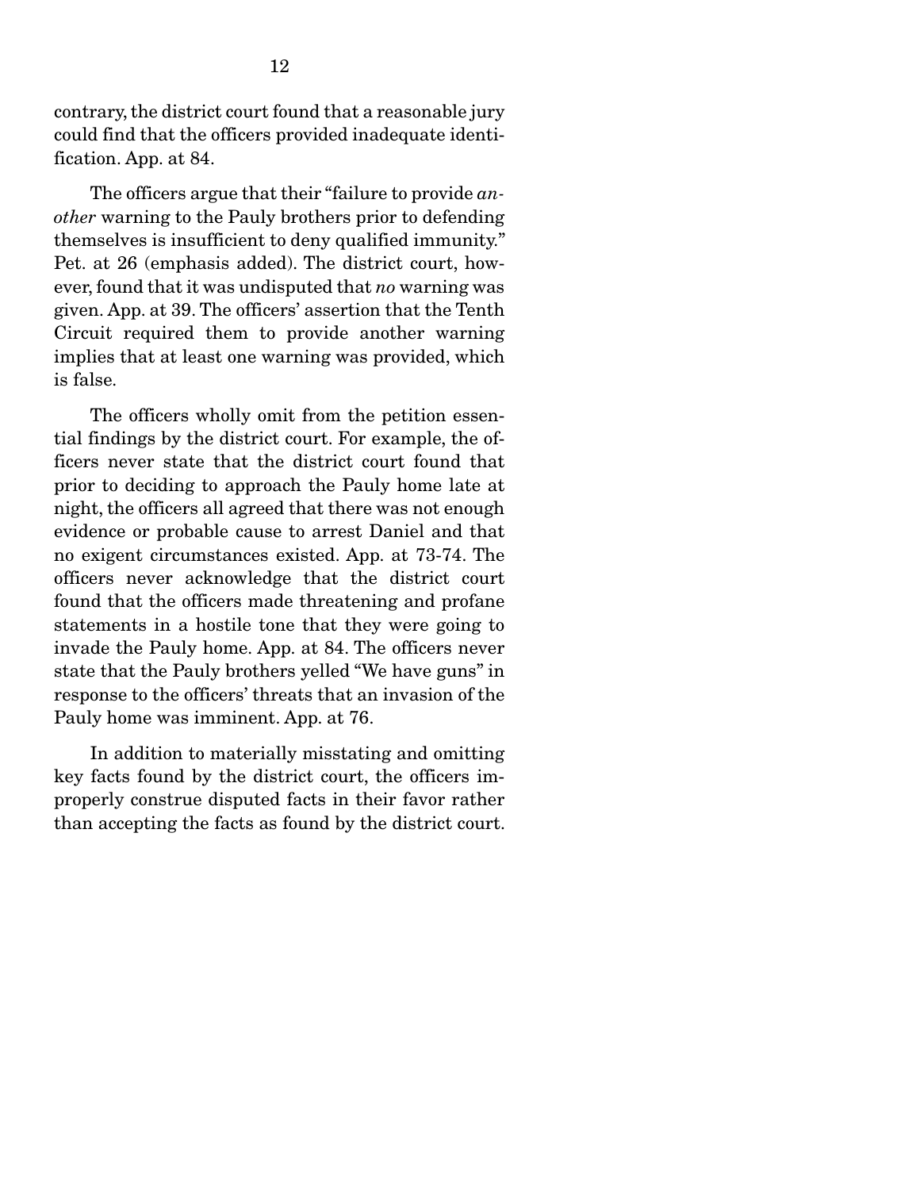contrary, the district court found that a reasonable jury could find that the officers provided inadequate identification. App. at 84.

The officers argue that their "failure to provide *another* warning to the Pauly brothers prior to defending themselves is insufficient to deny qualified immunity." Pet. at 26 (emphasis added). The district court, however, found that it was undisputed that *no* warning was given. App. at 39. The officers' assertion that the Tenth Circuit required them to provide another warning implies that at least one warning was provided, which is false.

The officers wholly omit from the petition essential findings by the district court. For example, the officers never state that the district court found that prior to deciding to approach the Pauly home late at night, the officers all agreed that there was not enough evidence or probable cause to arrest Daniel and that no exigent circumstances existed. App. at 73-74. The officers never acknowledge that the district court found that the officers made threatening and profane statements in a hostile tone that they were going to invade the Pauly home. App. at 84. The officers never state that the Pauly brothers yelled "We have guns" in response to the officers' threats that an invasion of the Pauly home was imminent. App. at 76.

In addition to materially misstating and omitting key facts found by the district court, the officers improperly construe disputed facts in their favor rather than accepting the facts as found by the district court.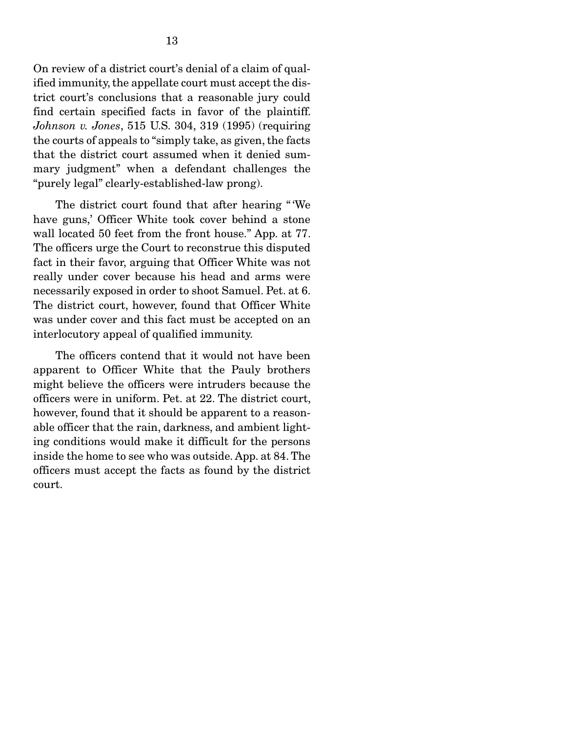On review of a district court's denial of a claim of qualified immunity, the appellate court must accept the district court's conclusions that a reasonable jury could find certain specified facts in favor of the plaintiff. *Johnson v. Jones*, 515 U.S. 304, 319 (1995) (requiring the courts of appeals to "simply take, as given, the facts that the district court assumed when it denied summary judgment" when a defendant challenges the "purely legal" clearly-established-law prong).

The district court found that after hearing "'We have guns,' Officer White took cover behind a stone wall located 50 feet from the front house." App. at 77. The officers urge the Court to reconstrue this disputed fact in their favor, arguing that Officer White was not really under cover because his head and arms were necessarily exposed in order to shoot Samuel. Pet. at 6. The district court, however, found that Officer White was under cover and this fact must be accepted on an interlocutory appeal of qualified immunity.

The officers contend that it would not have been apparent to Officer White that the Pauly brothers might believe the officers were intruders because the officers were in uniform. Pet. at 22. The district court, however, found that it should be apparent to a reasonable officer that the rain, darkness, and ambient lighting conditions would make it difficult for the persons inside the home to see who was outside. App. at 84. The officers must accept the facts as found by the district court.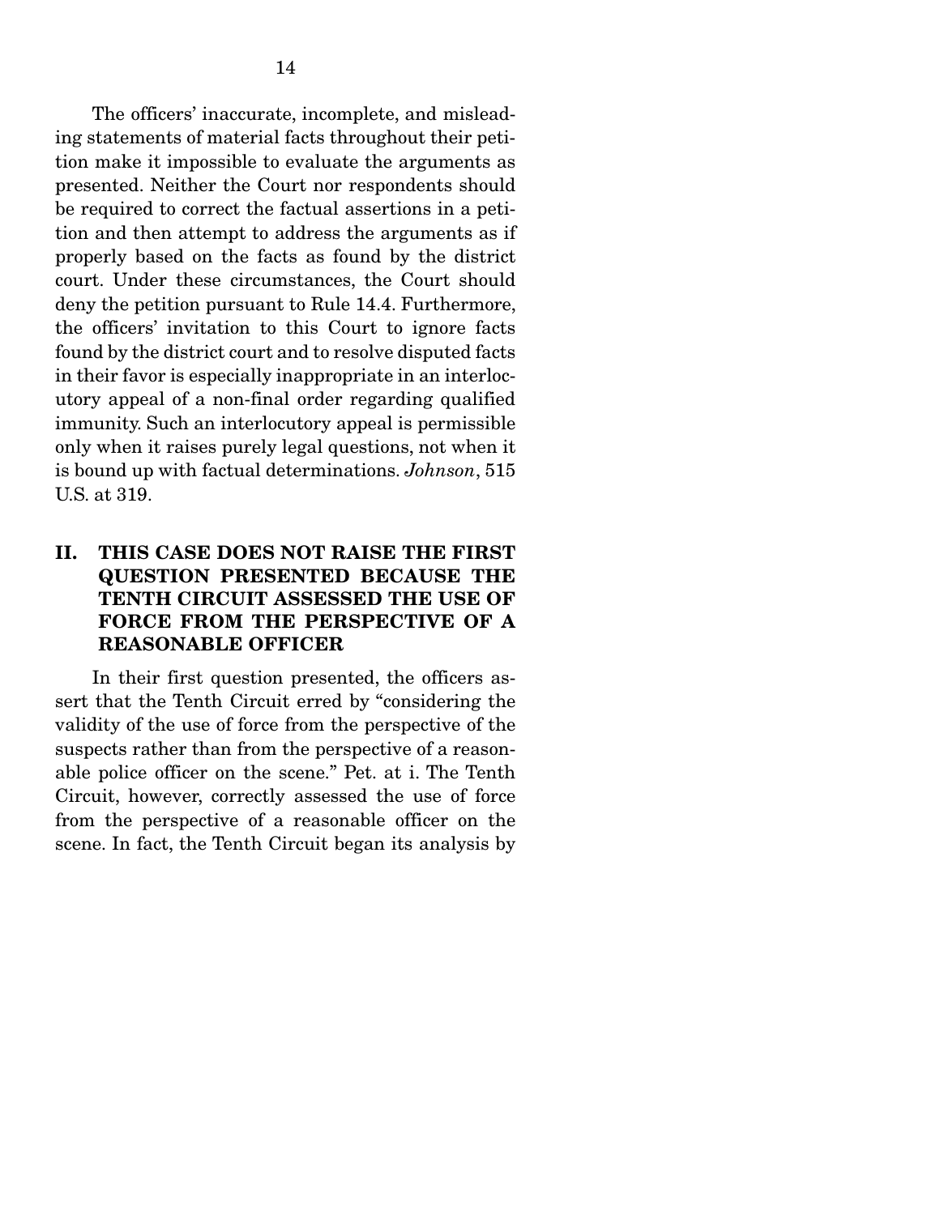The officers' inaccurate, incomplete, and misleading statements of material facts throughout their petition make it impossible to evaluate the arguments as presented. Neither the Court nor respondents should be required to correct the factual assertions in a petition and then attempt to address the arguments as if properly based on the facts as found by the district court. Under these circumstances, the Court should deny the petition pursuant to Rule 14.4. Furthermore, the officers' invitation to this Court to ignore facts found by the district court and to resolve disputed facts in their favor is especially inappropriate in an interlocutory appeal of a non-final order regarding qualified immunity. Such an interlocutory appeal is permissible only when it raises purely legal questions, not when it is bound up with factual determinations. *Johnson*, 515 U.S. at 319.

## II. THIS CASE DOES NOT RAISE THE FIRST QUESTION PRESENTED BECAUSE THE TENTH CIRCUIT ASSESSED THE USE OF FORCE FROM THE PERSPECTIVE OF A REASONABLE OFFICER

In their first question presented, the officers assert that the Tenth Circuit erred by "considering the validity of the use of force from the perspective of the suspects rather than from the perspective of a reasonable police officer on the scene." Pet. at i. The Tenth Circuit, however, correctly assessed the use of force from the perspective of a reasonable officer on the scene. In fact, the Tenth Circuit began its analysis by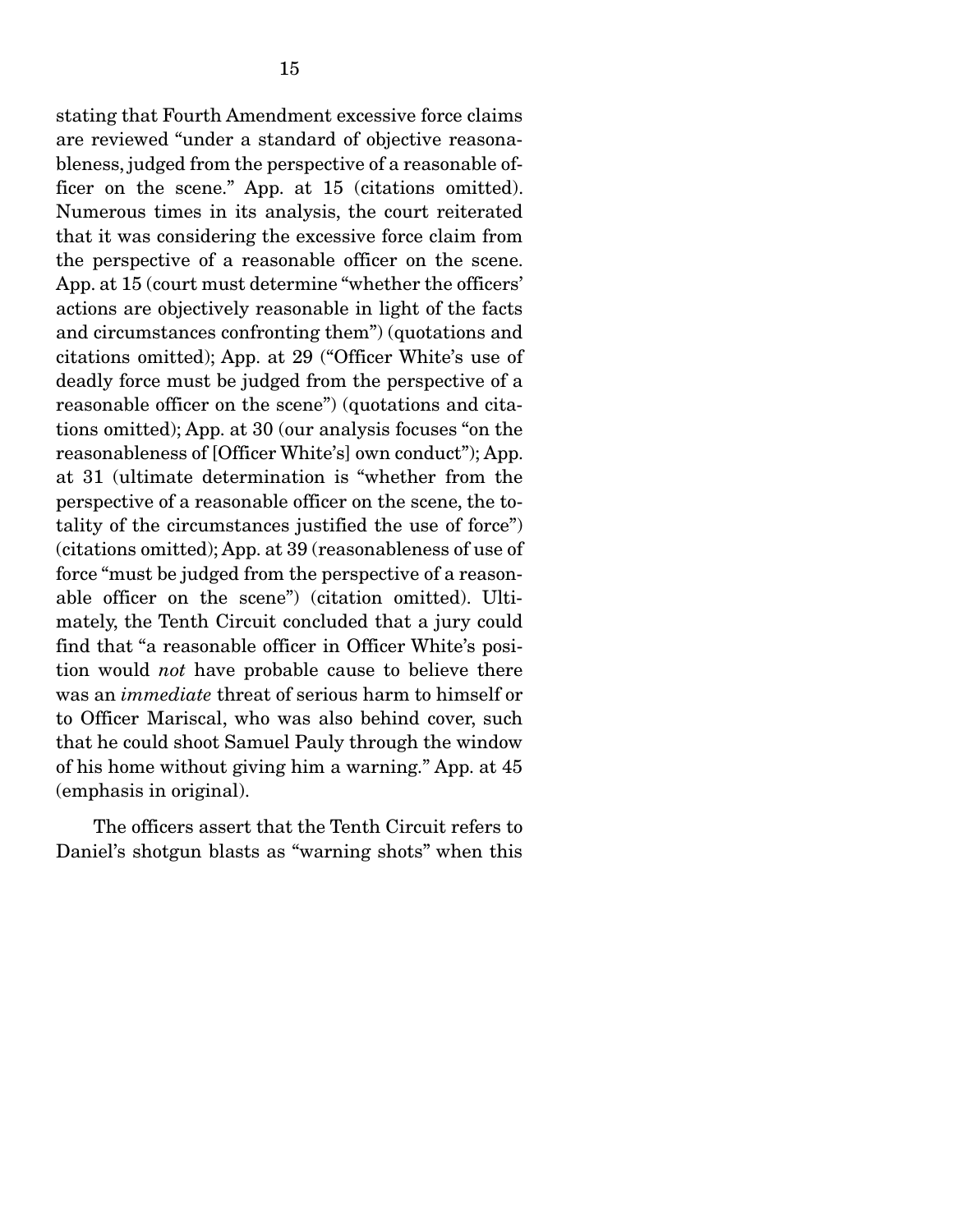stating that Fourth Amendment excessive force claims are reviewed "under a standard of objective reasonableness, judged from the perspective of a reasonable officer on the scene." App. at 15 (citations omitted). Numerous times in its analysis, the court reiterated that it was considering the excessive force claim from the perspective of a reasonable officer on the scene. App. at 15 (court must determine "whether the officers' actions are objectively reasonable in light of the facts and circumstances confronting them") (quotations and citations omitted); App. at 29 ("Officer White's use of deadly force must be judged from the perspective of a reasonable officer on the scene") (quotations and citations omitted); App. at 30 (our analysis focuses "on the reasonableness of [Officer White's] own conduct"); App. at 31 (ultimate determination is "whether from the perspective of a reasonable officer on the scene, the totality of the circumstances justified the use of force") (citations omitted); App. at 39 (reasonableness of use of force "must be judged from the perspective of a reasonable officer on the scene") (citation omitted). Ultimately, the Tenth Circuit concluded that a jury could find that "a reasonable officer in Officer White's position would *not* have probable cause to believe there was an *immediate* threat of serious harm to himself or to Officer Mariscal, who was also behind cover, such that he could shoot Samuel Pauly through the window of his home without giving him a warning." App. at 45 (emphasis in original).

The officers assert that the Tenth Circuit refers to Daniel's shotgun blasts as "warning shots" when this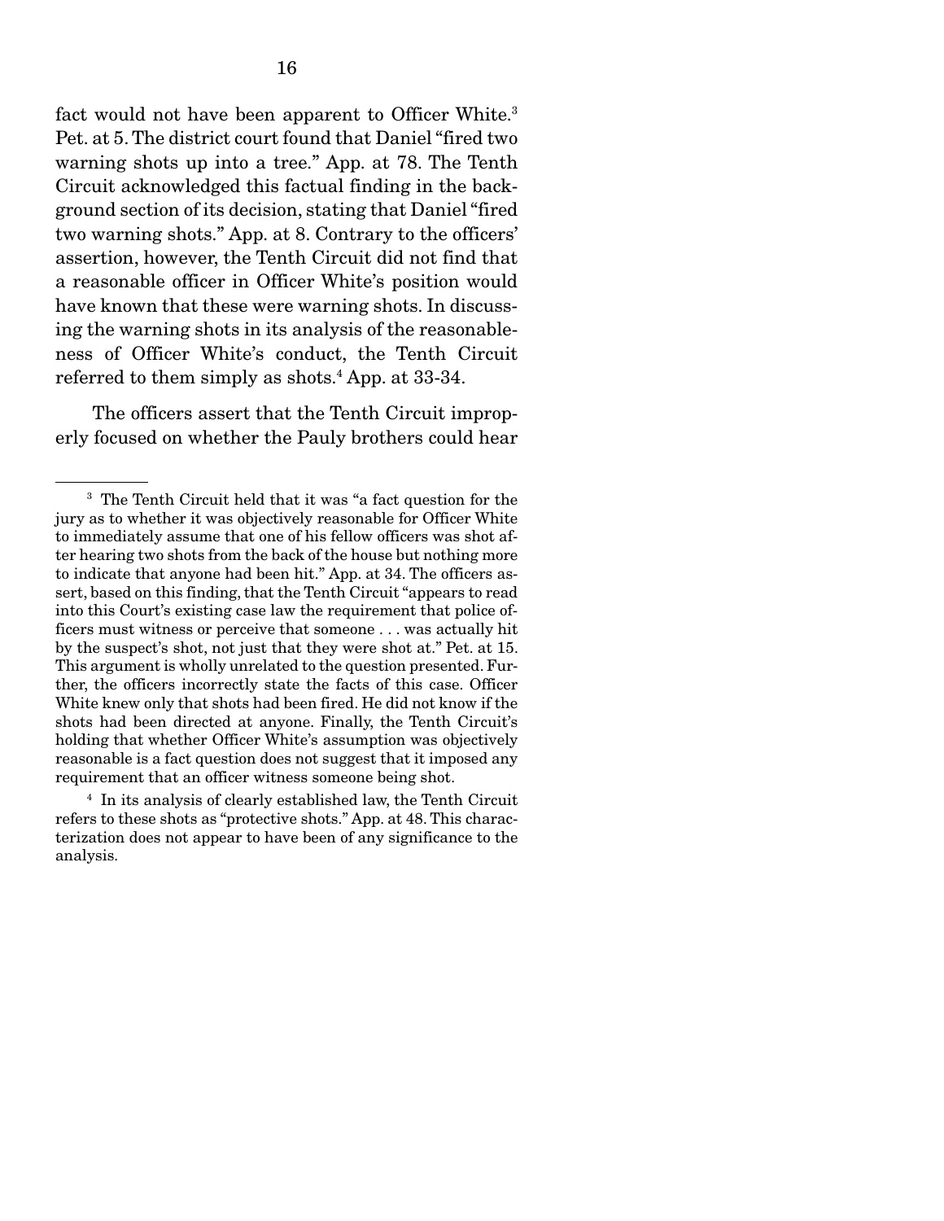fact would not have been apparent to Officer White.[3] Pet. at 5. The district court found that Daniel "fired two warning shots up into a tree." App. at 78. The Tenth Circuit acknowledged this factual finding in the background section of its decision, stating that Daniel "fired two warning shots." App. at 8. Contrary to the officers' assertion, however, the Tenth Circuit did not find that a reasonable officer in Officer White's position would have known that these were warning shots. In discussing the warning shots in its analysis of the reasonableness of Officer White's conduct, the Tenth Circuit referred to them simply as shots.[4] App. at 33-34.

The officers assert that the Tenth Circuit improperly focused on whether the Pauly brothers could hear

---

[3] The Tenth Circuit held that it was "a fact question for the jury as to whether it was objectively reasonable for Officer White to immediately assume that one of his fellow officers was shot after hearing two shots from the back of the house but nothing more to indicate that anyone had been hit." App. at 34. The officers assert, based on this finding, that the Tenth Circuit "appears to read into this Court's existing case law the requirement that police officers must witness or perceive that someone . . . was actually hit by the suspect's shot, not just that they were shot at." Pet. at 15. This argument is wholly unrelated to the question presented. Further, the officers incorrectly state the facts of this case. Officer White knew only that shots had been fired. He did not know if the shots had been directed at anyone. Finally, the Tenth Circuit's holding that whether Officer White's assumption was objectively reasonable is a fact question does not suggest that it imposed any requirement that an officer witness someone being shot.

[4] In its analysis of clearly established law, the Tenth Circuit refers to these shots as "protective shots." App. at 48. This characterization does not appear to have been of any significance to the analysis.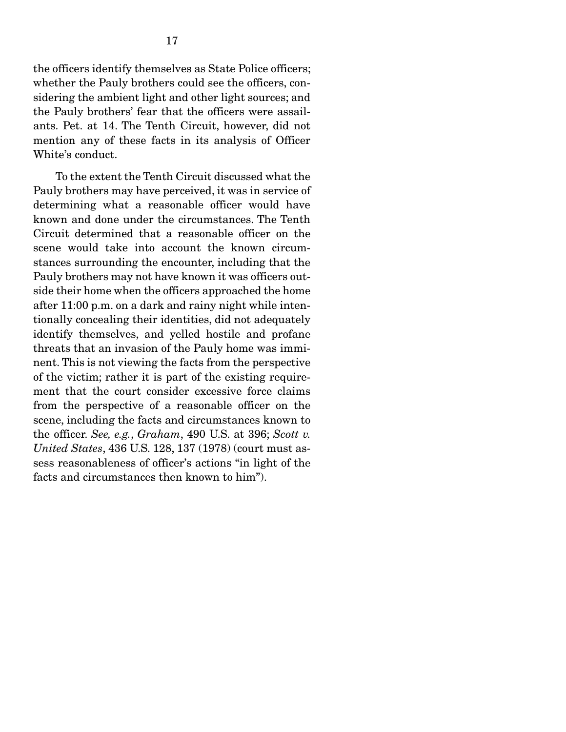the officers identify themselves as State Police officers; whether the Pauly brothers could see the officers, considering the ambient light and other light sources; and the Pauly brothers' fear that the officers were assailants. Pet. at 14. The Tenth Circuit, however, did not mention any of these facts in its analysis of Officer White's conduct.

To the extent the Tenth Circuit discussed what the Pauly brothers may have perceived, it was in service of determining what a reasonable officer would have known and done under the circumstances. The Tenth Circuit determined that a reasonable officer on the scene would take into account the known circumstances surrounding the encounter, including that the Pauly brothers may not have known it was officers outside their home when the officers approached the home after 11:00 p.m. on a dark and rainy night while intentionally concealing their identities, did not adequately identify themselves, and yelled hostile and profane threats that an invasion of the Pauly home was imminent. This is not viewing the facts from the perspective of the victim; rather it is part of the existing requirement that the court consider excessive force claims from the perspective of a reasonable officer on the scene, including the facts and circumstances known to the officer. *See, e.g.*, *Graham*, 490 U.S. at 396; *Scott v. United States*, 436 U.S. 128, 137 (1978) (court must assess reasonableness of officer's actions "in light of the facts and circumstances then known to him").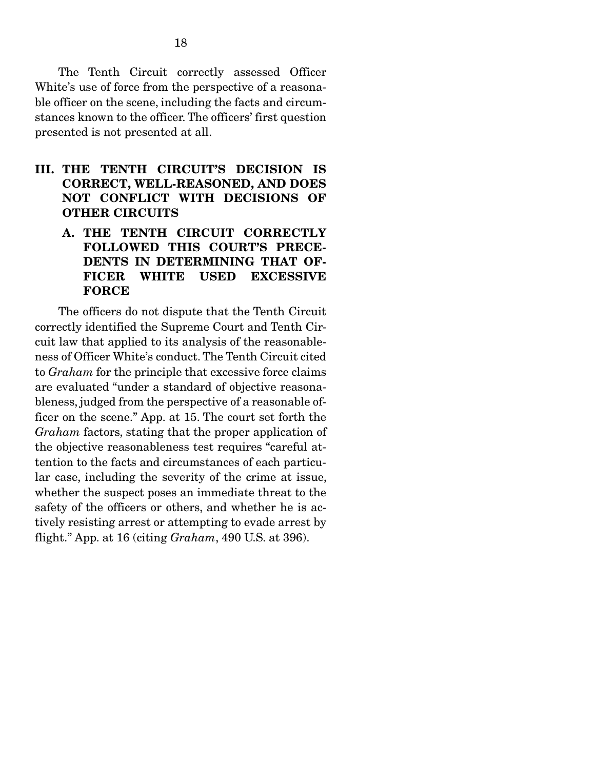The Tenth Circuit correctly assessed Officer White's use of force from the perspective of a reasonable officer on the scene, including the facts and circumstances known to the officer. The officers' first question presented is not presented at all.

## III. THE TENTH CIRCUIT'S DECISION IS CORRECT, WELL-REASONED, AND DOES NOT CONFLICT WITH DECISIONS OF OTHER CIRCUITS

### A. THE TENTH CIRCUIT CORRECTLY FOLLOWED THIS COURT'S PRECEDENTS IN DETERMINING THAT OFFICER WHITE USED EXCESSIVE FORCE

The officers do not dispute that the Tenth Circuit correctly identified the Supreme Court and Tenth Circuit law that applied to its analysis of the reasonableness of Officer White's conduct. The Tenth Circuit cited to *Graham* for the principle that excessive force claims are evaluated "under a standard of objective reasonableness, judged from the perspective of a reasonable officer on the scene." App. at 15. The court set forth the *Graham* factors, stating that the proper application of the objective reasonableness test requires "careful attention to the facts and circumstances of each particular case, including the severity of the crime at issue, whether the suspect poses an immediate threat to the safety of the officers or others, and whether he is actively resisting arrest or attempting to evade arrest by flight." App. at 16 (citing *Graham*, 490 U.S. at 396).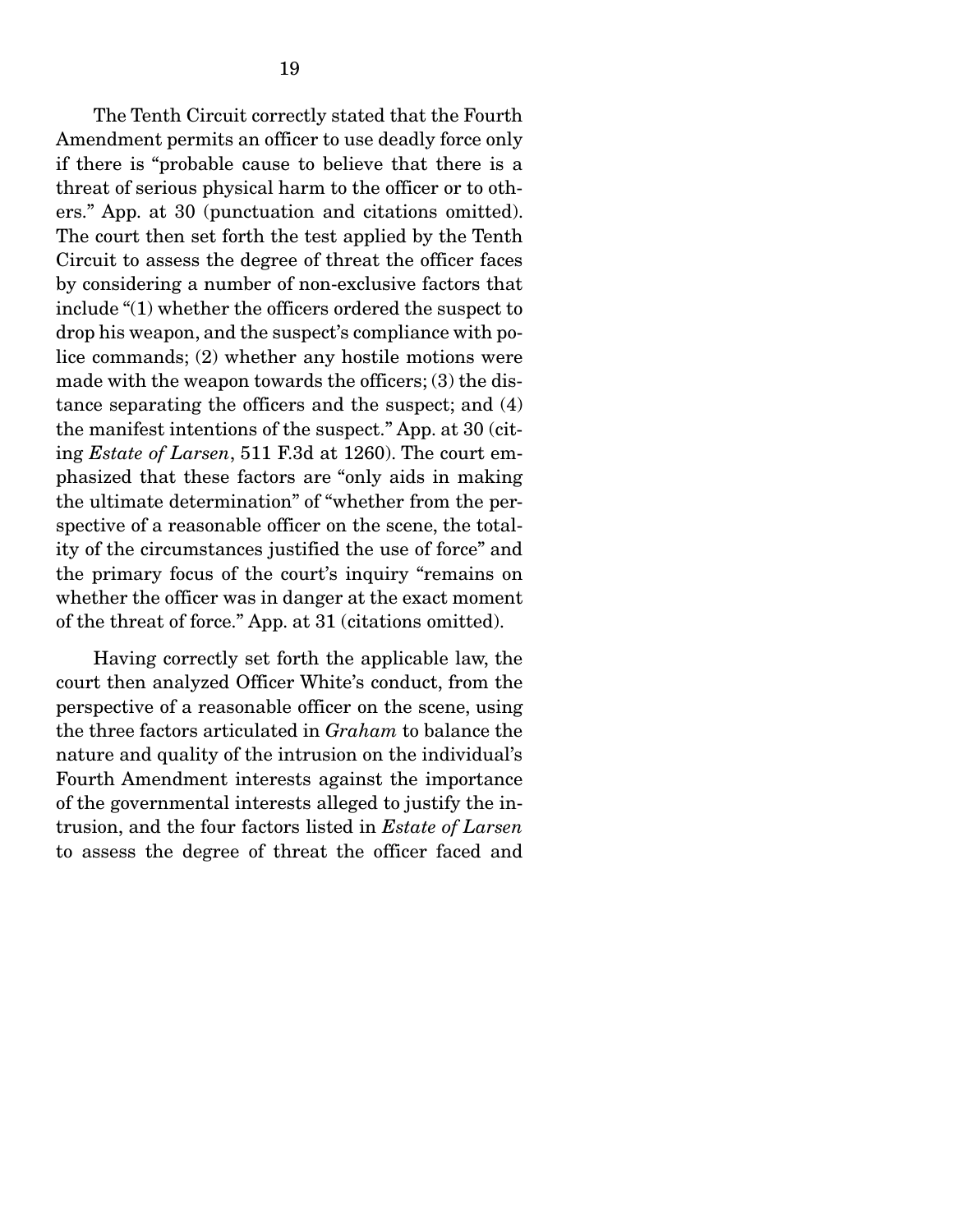The Tenth Circuit correctly stated that the Fourth Amendment permits an officer to use deadly force only if there is "probable cause to believe that there is a threat of serious physical harm to the officer or to others." App. at 30 (punctuation and citations omitted). The court then set forth the test applied by the Tenth Circuit to assess the degree of threat the officer faces by considering a number of non-exclusive factors that include "(1) whether the officers ordered the suspect to drop his weapon, and the suspect's compliance with police commands; (2) whether any hostile motions were made with the weapon towards the officers; (3) the distance separating the officers and the suspect; and (4) the manifest intentions of the suspect." App. at 30 (citing *Estate of Larsen*, 511 F.3d at 1260). The court emphasized that these factors are "only aids in making the ultimate determination" of "whether from the perspective of a reasonable officer on the scene, the totality of the circumstances justified the use of force" and the primary focus of the court's inquiry "remains on whether the officer was in danger at the exact moment of the threat of force." App. at 31 (citations omitted).

Having correctly set forth the applicable law, the court then analyzed Officer White's conduct, from the perspective of a reasonable officer on the scene, using the three factors articulated in *Graham* to balance the nature and quality of the intrusion on the individual's Fourth Amendment interests against the importance of the governmental interests alleged to justify the intrusion, and the four factors listed in *Estate of Larsen* to assess the degree of threat the officer faced and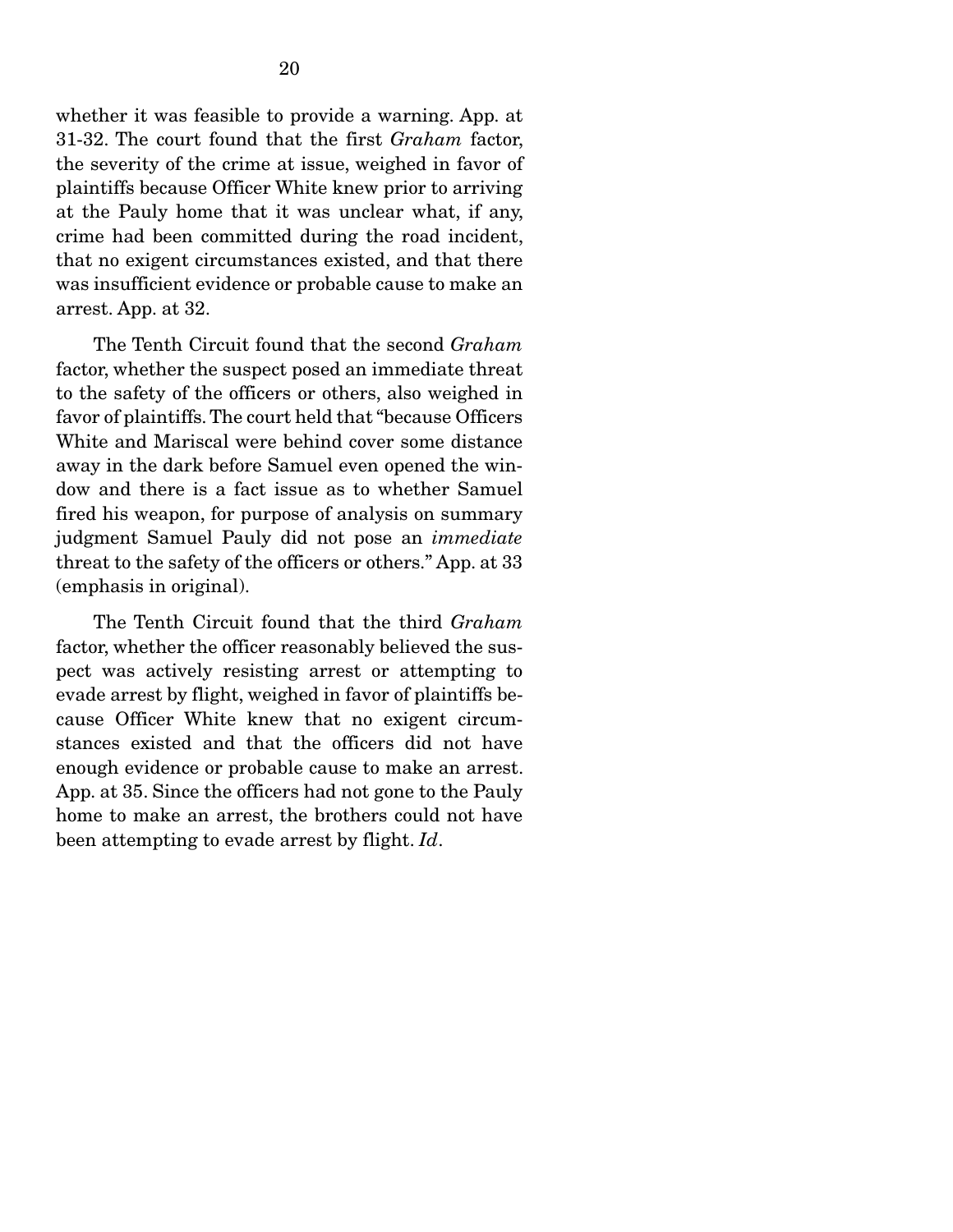whether it was feasible to provide a warning. App. at 31-32. The court found that the first *Graham* factor, the severity of the crime at issue, weighed in favor of plaintiffs because Officer White knew prior to arriving at the Pauly home that it was unclear what, if any, crime had been committed during the road incident, that no exigent circumstances existed, and that there was insufficient evidence or probable cause to make an arrest. App. at 32.

The Tenth Circuit found that the second *Graham* factor, whether the suspect posed an immediate threat to the safety of the officers or others, also weighed in favor of plaintiffs. The court held that "because Officers White and Mariscal were behind cover some distance away in the dark before Samuel even opened the window and there is a fact issue as to whether Samuel fired his weapon, for purpose of analysis on summary judgment Samuel Pauly did not pose an *immediate* threat to the safety of the officers or others." App. at 33 (emphasis in original).

The Tenth Circuit found that the third *Graham* factor, whether the officer reasonably believed the suspect was actively resisting arrest or attempting to evade arrest by flight, weighed in favor of plaintiffs because Officer White knew that no exigent circumstances existed and that the officers did not have enough evidence or probable cause to make an arrest. App. at 35. Since the officers had not gone to the Pauly home to make an arrest, the brothers could not have been attempting to evade arrest by flight. *Id*.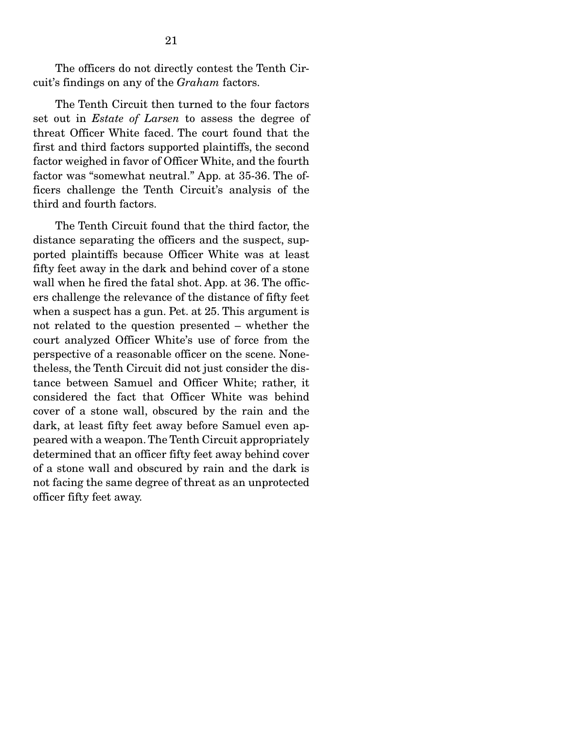The officers do not directly contest the Tenth Circuit's findings on any of the *Graham* factors.

The Tenth Circuit then turned to the four factors set out in *Estate of Larsen* to assess the degree of threat Officer White faced. The court found that the first and third factors supported plaintiffs, the second factor weighed in favor of Officer White, and the fourth factor was "somewhat neutral." App. at 35-36. The officers challenge the Tenth Circuit's analysis of the third and fourth factors.

The Tenth Circuit found that the third factor, the distance separating the officers and the suspect, supported plaintiffs because Officer White was at least fifty feet away in the dark and behind cover of a stone wall when he fired the fatal shot. App. at 36. The officers challenge the relevance of the distance of fifty feet when a suspect has a gun. Pet. at 25. This argument is not related to the question presented – whether the court analyzed Officer White's use of force from the perspective of a reasonable officer on the scene. Nonetheless, the Tenth Circuit did not just consider the distance between Samuel and Officer White; rather, it considered the fact that Officer White was behind cover of a stone wall, obscured by the rain and the dark, at least fifty feet away before Samuel even appeared with a weapon. The Tenth Circuit appropriately determined that an officer fifty feet away behind cover of a stone wall and obscured by rain and the dark is not facing the same degree of threat as an unprotected officer fifty feet away.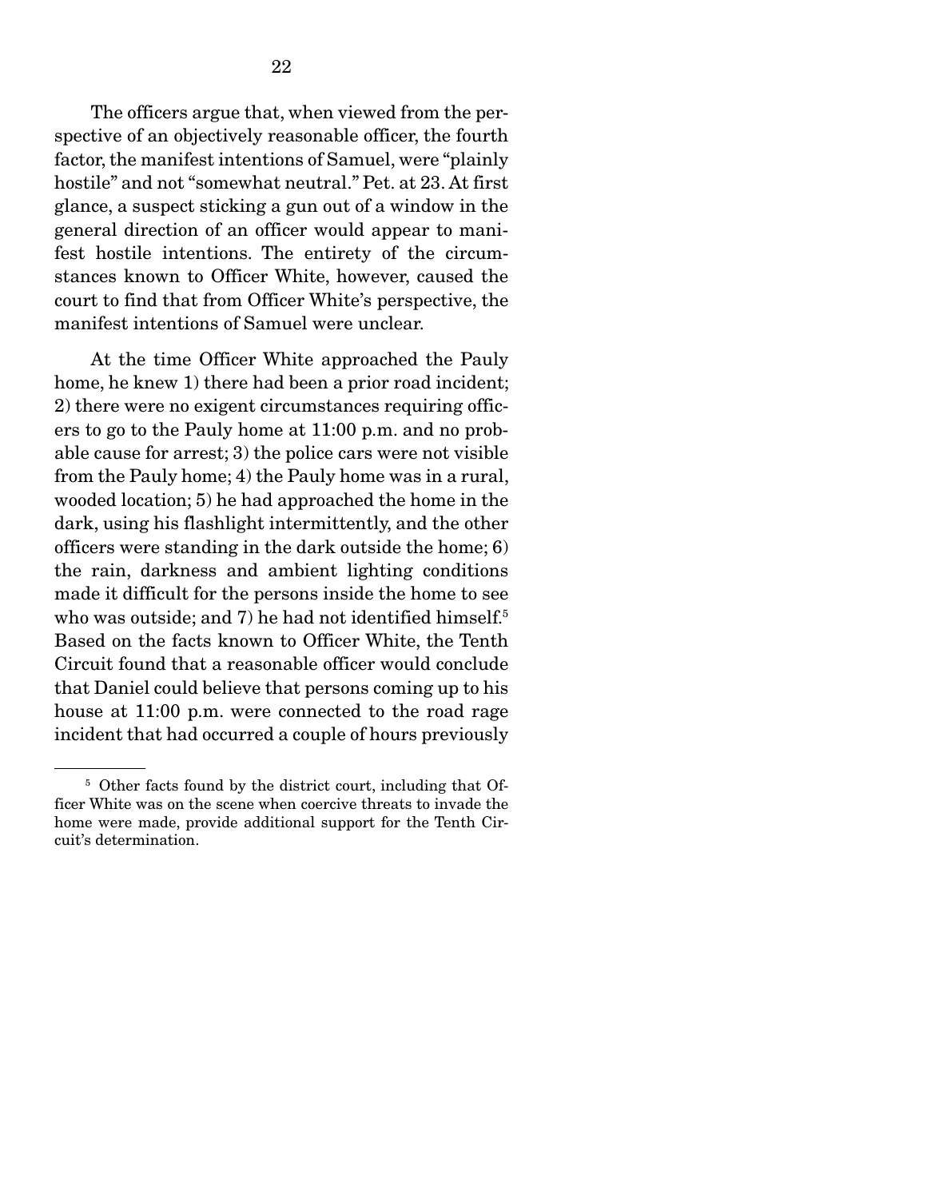The officers argue that, when viewed from the perspective of an objectively reasonable officer, the fourth factor, the manifest intentions of Samuel, were "plainly hostile" and not "somewhat neutral." Pet. at 23. At first glance, a suspect sticking a gun out of a window in the general direction of an officer would appear to manifest hostile intentions. The entirety of the circumstances known to Officer White, however, caused the court to find that from Officer White's perspective, the manifest intentions of Samuel were unclear.

At the time Officer White approached the Pauly home, he knew 1) there had been a prior road incident; 2) there were no exigent circumstances requiring officers to go to the Pauly home at 11:00 p.m. and no probable cause for arrest; 3) the police cars were not visible from the Pauly home; 4) the Pauly home was in a rural, wooded location; 5) he had approached the home in the dark, using his flashlight intermittently, and the other officers were standing in the dark outside the home; 6) the rain, darkness and ambient lighting conditions made it difficult for the persons inside the home to see who was outside; and 7) he had not identified himself.[5] Based on the facts known to Officer White, the Tenth Circuit found that a reasonable officer would conclude that Daniel could believe that persons coming up to his house at 11:00 p.m. were connected to the road rage incident that had occurred a couple of hours previously

---

[5] Other facts found by the district court, including that Officer White was on the scene when coercive threats to invade the home were made, provide additional support for the Tenth Circuit's determination.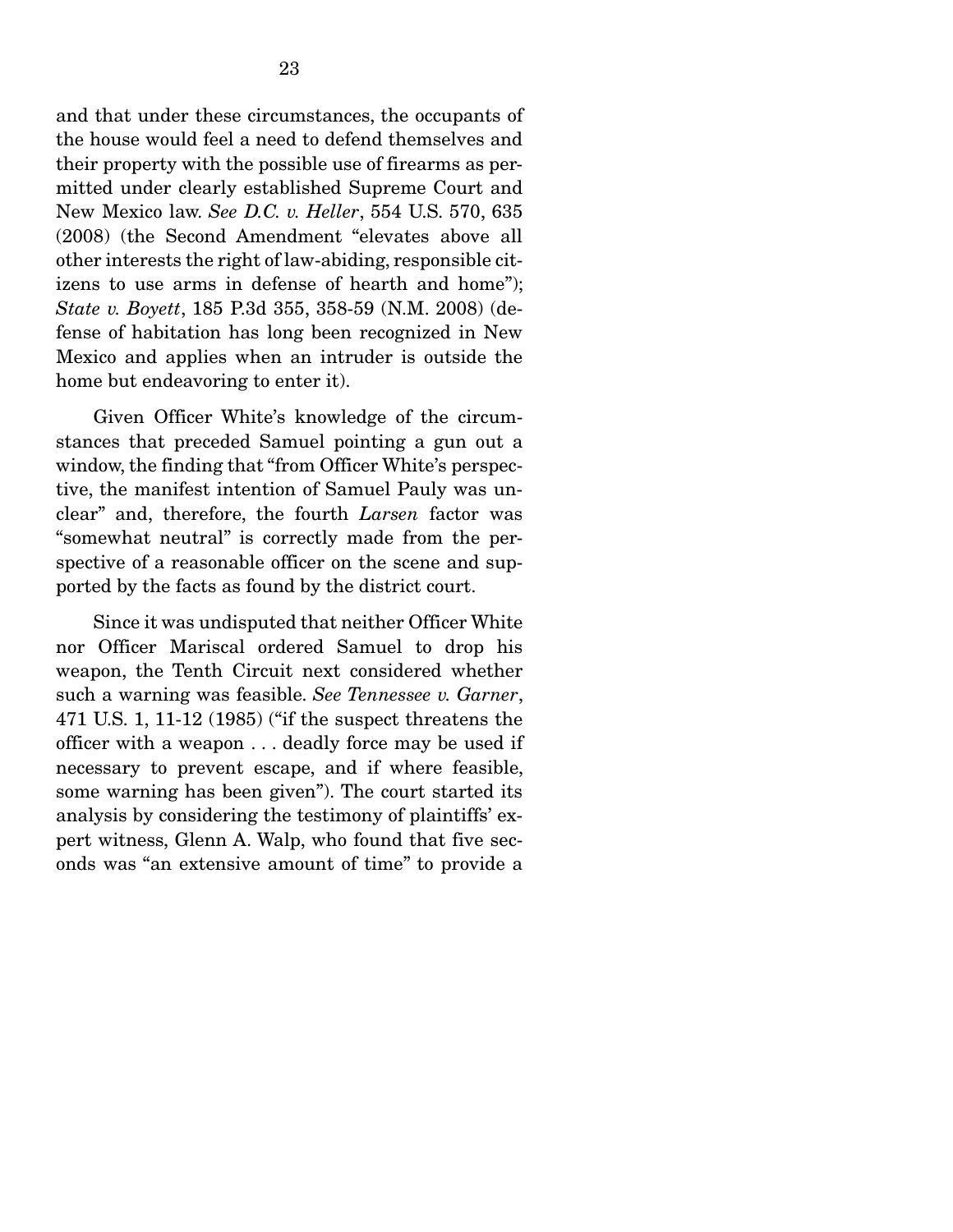and that under these circumstances, the occupants of the house would feel a need to defend themselves and their property with the possible use of firearms as permitted under clearly established Supreme Court and New Mexico law. *See D.C. v. Heller*, 554 U.S. 570, 635 (2008) (the Second Amendment "elevates above all other interests the right of law-abiding, responsible citizens to use arms in defense of hearth and home"); *State v. Boyett*, 185 P.3d 355, 358-59 (N.M. 2008) (defense of habitation has long been recognized in New Mexico and applies when an intruder is outside the home but endeavoring to enter it).

Given Officer White's knowledge of the circumstances that preceded Samuel pointing a gun out a window, the finding that "from Officer White's perspective, the manifest intention of Samuel Pauly was unclear" and, therefore, the fourth *Larsen* factor was "somewhat neutral" is correctly made from the perspective of a reasonable officer on the scene and supported by the facts as found by the district court.

Since it was undisputed that neither Officer White nor Officer Mariscal ordered Samuel to drop his weapon, the Tenth Circuit next considered whether such a warning was feasible. *See Tennessee v. Garner*, 471 U.S. 1, 11-12 (1985) ("if the suspect threatens the officer with a weapon . . . deadly force may be used if necessary to prevent escape, and if where feasible, some warning has been given"). The court started its analysis by considering the testimony of plaintiffs' expert witness, Glenn A. Walp, who found that five seconds was "an extensive amount of time" to provide a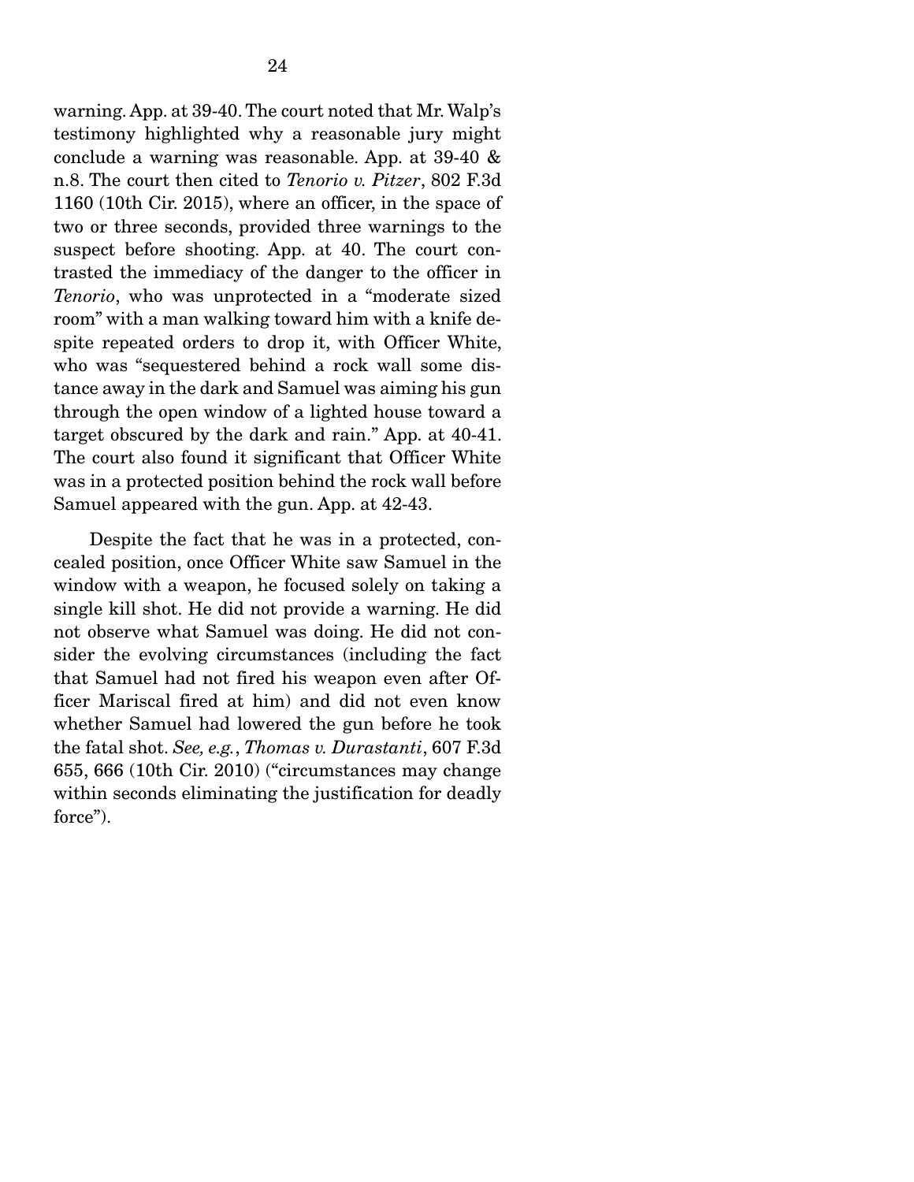warning. App. at 39-40. The court noted that Mr. Walp's testimony highlighted why a reasonable jury might conclude a warning was reasonable. App. at 39-40 & n.8. The court then cited to *Tenorio v. Pitzer*, 802 F.3d 1160 (10th Cir. 2015), where an officer, in the space of two or three seconds, provided three warnings to the suspect before shooting. App. at 40. The court contrasted the immediacy of the danger to the officer in *Tenorio*, who was unprotected in a "moderate sized room" with a man walking toward him with a knife despite repeated orders to drop it, with Officer White, who was "sequestered behind a rock wall some distance away in the dark and Samuel was aiming his gun through the open window of a lighted house toward a target obscured by the dark and rain." App. at 40-41. The court also found it significant that Officer White was in a protected position behind the rock wall before Samuel appeared with the gun. App. at 42-43.

Despite the fact that he was in a protected, concealed position, once Officer White saw Samuel in the window with a weapon, he focused solely on taking a single kill shot. He did not provide a warning. He did not observe what Samuel was doing. He did not consider the evolving circumstances (including the fact that Samuel had not fired his weapon even after Officer Mariscal fired at him) and did not even know whether Samuel had lowered the gun before he took the fatal shot. *See, e.g.*, *Thomas v. Durastanti*, 607 F.3d 655, 666 (10th Cir. 2010) ("circumstances may change within seconds eliminating the justification for deadly force").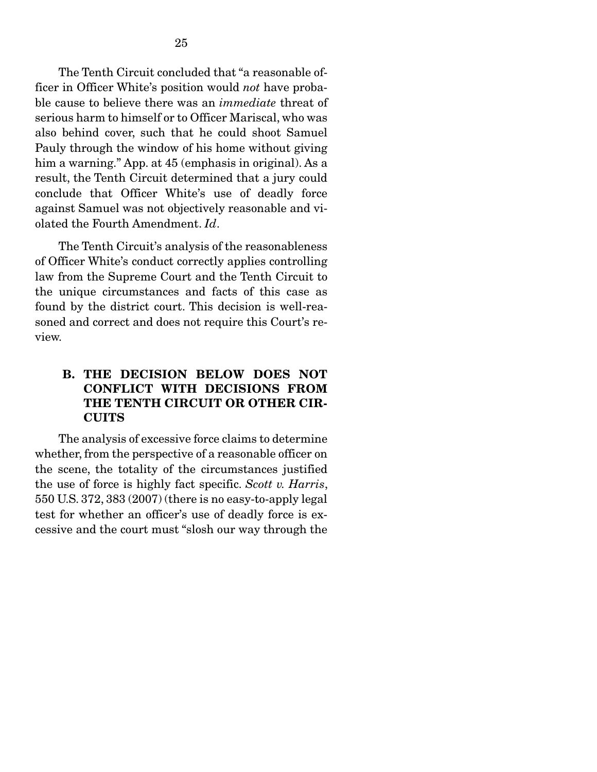The Tenth Circuit concluded that "a reasonable officer in Officer White's position would *not* have probable cause to believe there was an *immediate* threat of serious harm to himself or to Officer Mariscal, who was also behind cover, such that he could shoot Samuel Pauly through the window of his home without giving him a warning." App. at 45 (emphasis in original). As a result, the Tenth Circuit determined that a jury could conclude that Officer White's use of deadly force against Samuel was not objectively reasonable and violated the Fourth Amendment. *Id*.

The Tenth Circuit's analysis of the reasonableness of Officer White's conduct correctly applies controlling law from the Supreme Court and the Tenth Circuit to the unique circumstances and facts of this case as found by the district court. This decision is well-reasoned and correct and does not require this Court's review.

### B. THE DECISION BELOW DOES NOT CONFLICT WITH DECISIONS FROM THE TENTH CIRCUIT OR OTHER CIRCUITS

The analysis of excessive force claims to determine whether, from the perspective of a reasonable officer on the scene, the totality of the circumstances justified the use of force is highly fact specific. *Scott v. Harris*, 550 U.S. 372, 383 (2007) (there is no easy-to-apply legal test for whether an officer's use of deadly force is excessive and the court must "slosh our way through the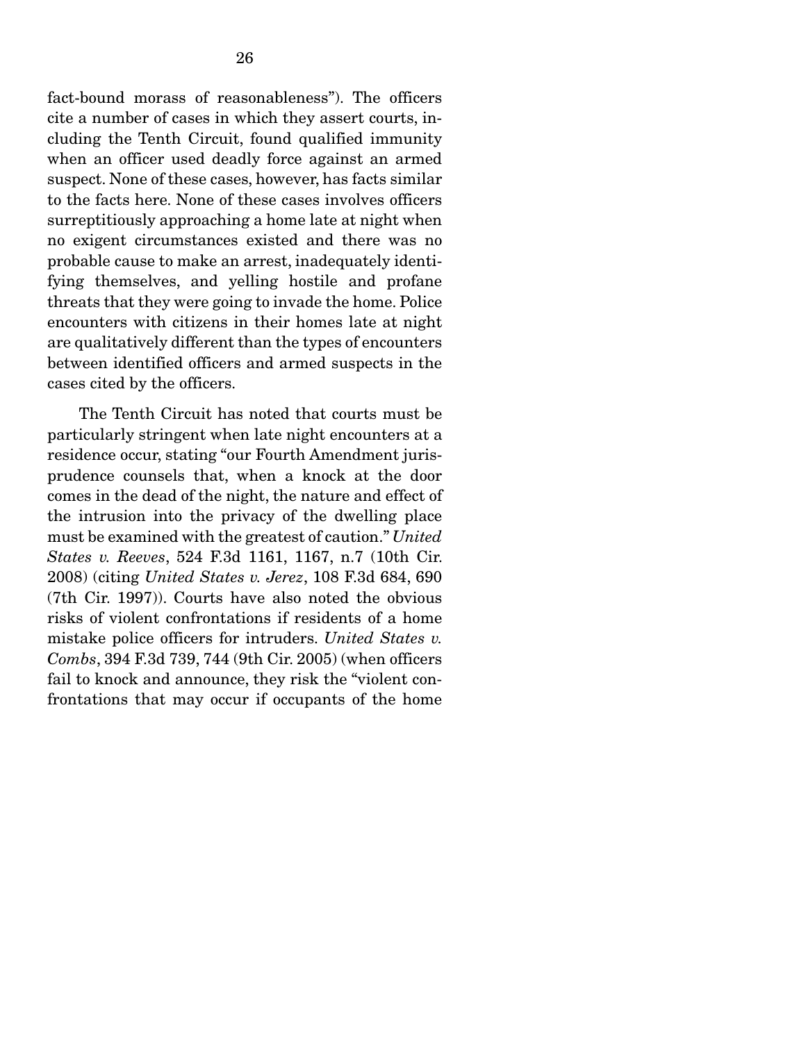fact-bound morass of reasonableness"). The officers cite a number of cases in which they assert courts, including the Tenth Circuit, found qualified immunity when an officer used deadly force against an armed suspect. None of these cases, however, has facts similar to the facts here. None of these cases involves officers surreptitiously approaching a home late at night when no exigent circumstances existed and there was no probable cause to make an arrest, inadequately identifying themselves, and yelling hostile and profane threats that they were going to invade the home. Police encounters with citizens in their homes late at night are qualitatively different than the types of encounters between identified officers and armed suspects in the cases cited by the officers.

The Tenth Circuit has noted that courts must be particularly stringent when late night encounters at a residence occur, stating "our Fourth Amendment jurisprudence counsels that, when a knock at the door comes in the dead of the night, the nature and effect of the intrusion into the privacy of the dwelling place must be examined with the greatest of caution." *United States v. Reeves*, 524 F.3d 1161, 1167, n.7 (10th Cir. 2008) (citing *United States v. Jerez*, 108 F.3d 684, 690 (7th Cir. 1997)). Courts have also noted the obvious risks of violent confrontations if residents of a home mistake police officers for intruders. *United States v. Combs*, 394 F.3d 739, 744 (9th Cir. 2005) (when officers fail to knock and announce, they risk the "violent confrontations that may occur if occupants of the home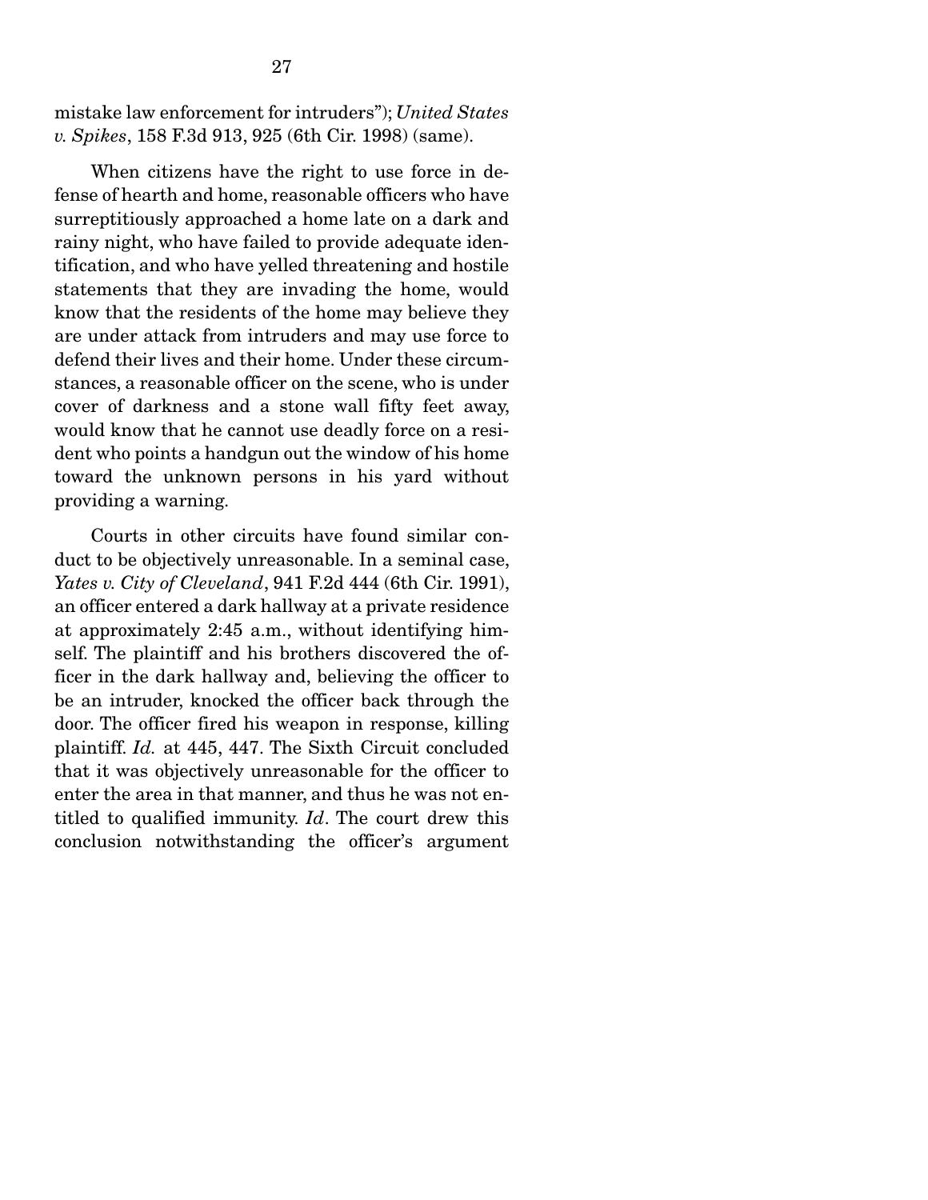mistake law enforcement for intruders"); *United States v. Spikes*, 158 F.3d 913, 925 (6th Cir. 1998) (same).

When citizens have the right to use force in defense of hearth and home, reasonable officers who have surreptitiously approached a home late on a dark and rainy night, who have failed to provide adequate identification, and who have yelled threatening and hostile statements that they are invading the home, would know that the residents of the home may believe they are under attack from intruders and may use force to defend their lives and their home. Under these circumstances, a reasonable officer on the scene, who is under cover of darkness and a stone wall fifty feet away, would know that he cannot use deadly force on a resident who points a handgun out the window of his home toward the unknown persons in his yard without providing a warning.

Courts in other circuits have found similar conduct to be objectively unreasonable. In a seminal case, *Yates v. City of Cleveland*, 941 F.2d 444 (6th Cir. 1991), an officer entered a dark hallway at a private residence at approximately 2:45 a.m., without identifying himself. The plaintiff and his brothers discovered the officer in the dark hallway and, believing the officer to be an intruder, knocked the officer back through the door. The officer fired his weapon in response, killing plaintiff. *Id.* at 445, 447. The Sixth Circuit concluded that it was objectively unreasonable for the officer to enter the area in that manner, and thus he was not entitled to qualified immunity. *Id*. The court drew this conclusion notwithstanding the officer's argument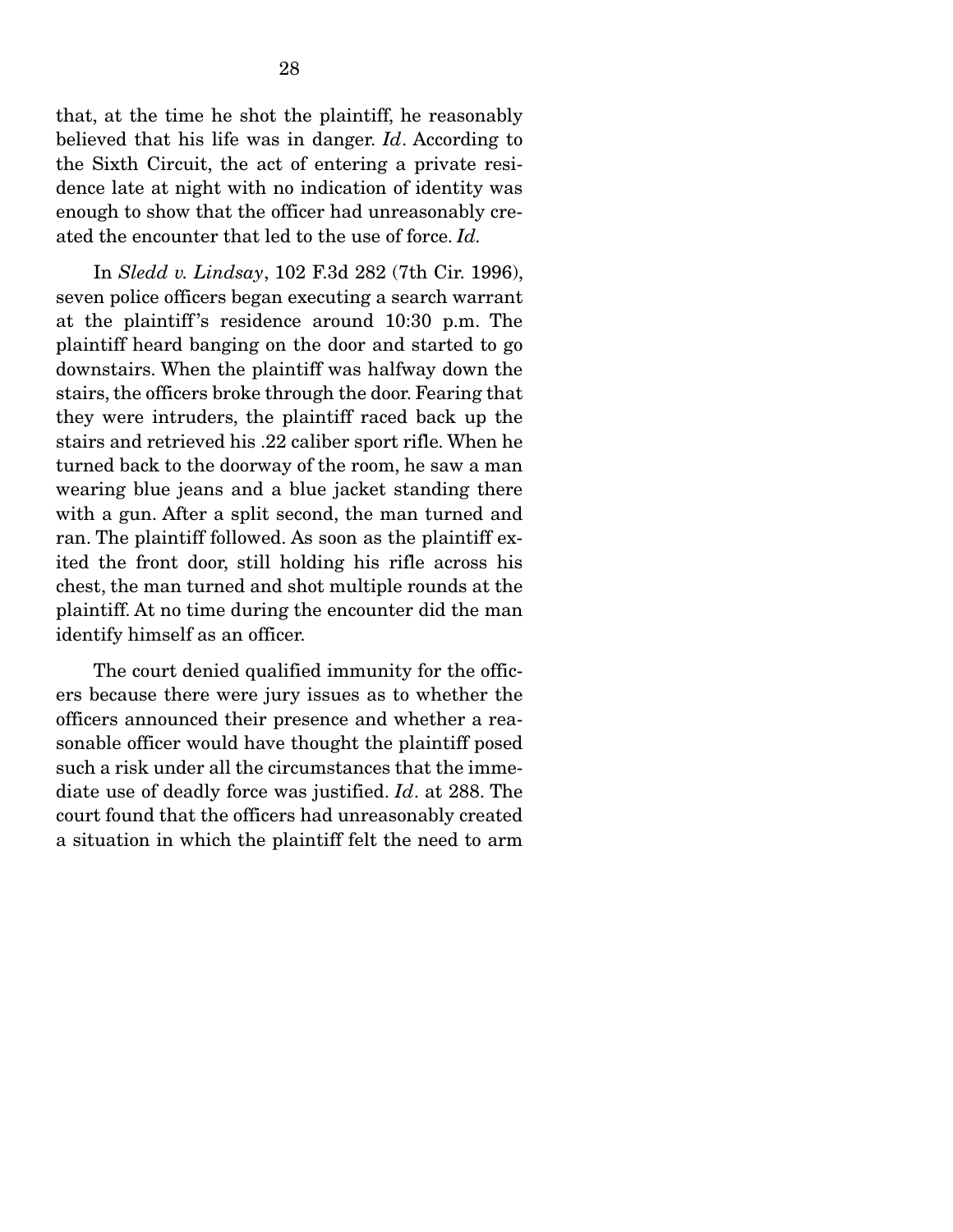that, at the time he shot the plaintiff, he reasonably believed that his life was in danger. *Id*. According to the Sixth Circuit, the act of entering a private residence late at night with no indication of identity was enough to show that the officer had unreasonably created the encounter that led to the use of force. *Id.*

In *Sledd v. Lindsay*, 102 F.3d 282 (7th Cir. 1996), seven police officers began executing a search warrant at the plaintiff's residence around 10:30 p.m. The plaintiff heard banging on the door and started to go downstairs. When the plaintiff was halfway down the stairs, the officers broke through the door. Fearing that they were intruders, the plaintiff raced back up the stairs and retrieved his .22 caliber sport rifle. When he turned back to the doorway of the room, he saw a man wearing blue jeans and a blue jacket standing there with a gun. After a split second, the man turned and ran. The plaintiff followed. As soon as the plaintiff exited the front door, still holding his rifle across his chest, the man turned and shot multiple rounds at the plaintiff. At no time during the encounter did the man identify himself as an officer.

The court denied qualified immunity for the officers because there were jury issues as to whether the officers announced their presence and whether a reasonable officer would have thought the plaintiff posed such a risk under all the circumstances that the immediate use of deadly force was justified. *Id*. at 288. The court found that the officers had unreasonably created a situation in which the plaintiff felt the need to arm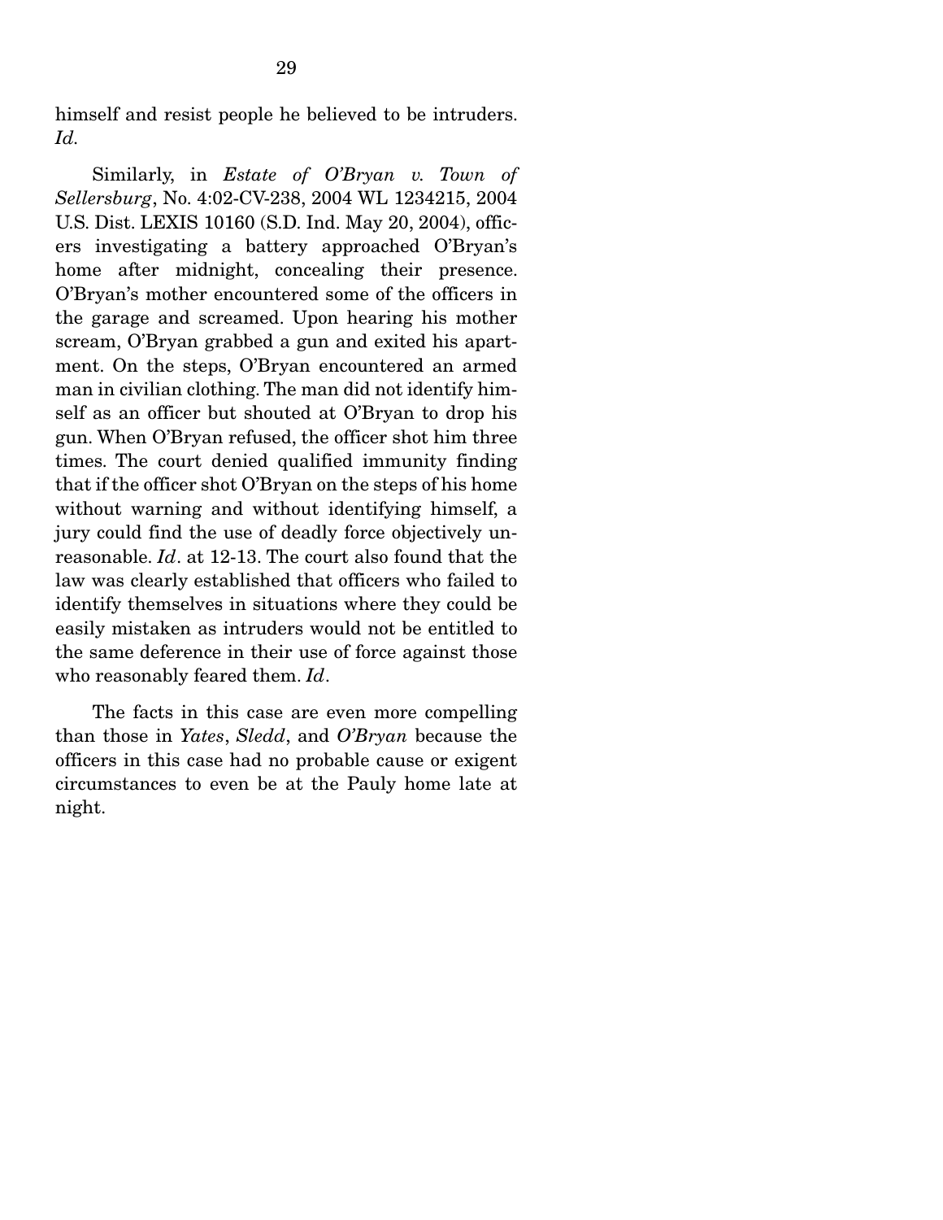himself and resist people he believed to be intruders. *Id.*

Similarly, in *Estate of O'Bryan v. Town of Sellersburg*, No. 4:02-CV-238, 2004 WL 1234215, 2004 U.S. Dist. LEXIS 10160 (S.D. Ind. May 20, 2004), officers investigating a battery approached O'Bryan's home after midnight, concealing their presence. O'Bryan's mother encountered some of the officers in the garage and screamed. Upon hearing his mother scream, O'Bryan grabbed a gun and exited his apartment. On the steps, O'Bryan encountered an armed man in civilian clothing. The man did not identify himself as an officer but shouted at O'Bryan to drop his gun. When O'Bryan refused, the officer shot him three times. The court denied qualified immunity finding that if the officer shot O'Bryan on the steps of his home without warning and without identifying himself, a jury could find the use of deadly force objectively unreasonable. *Id*. at 12-13. The court also found that the law was clearly established that officers who failed to identify themselves in situations where they could be easily mistaken as intruders would not be entitled to the same deference in their use of force against those who reasonably feared them. *Id*.

The facts in this case are even more compelling than those in *Yates*, *Sledd*, and *O'Bryan* because the officers in this case had no probable cause or exigent circumstances to even be at the Pauly home late at night.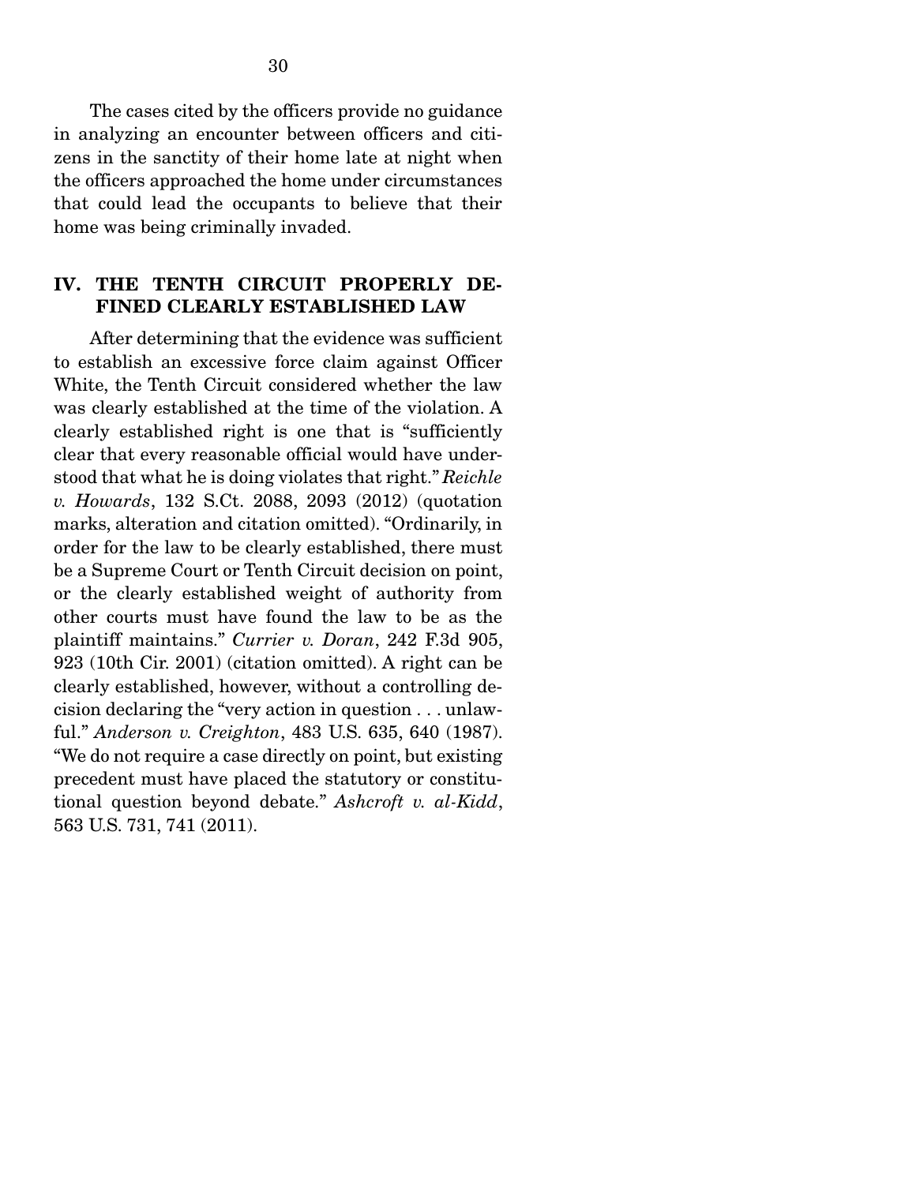The cases cited by the officers provide no guidance in analyzing an encounter between officers and citizens in the sanctity of their home late at night when the officers approached the home under circumstances that could lead the occupants to believe that their home was being criminally invaded.

## IV. THE TENTH CIRCUIT PROPERLY DEFINED CLEARLY ESTABLISHED LAW

After determining that the evidence was sufficient to establish an excessive force claim against Officer White, the Tenth Circuit considered whether the law was clearly established at the time of the violation. A clearly established right is one that is "sufficiently clear that every reasonable official would have understood that what he is doing violates that right." *Reichle v. Howards*, 132 S.Ct. 2088, 2093 (2012) (quotation marks, alteration and citation omitted). "Ordinarily, in order for the law to be clearly established, there must be a Supreme Court or Tenth Circuit decision on point, or the clearly established weight of authority from other courts must have found the law to be as the plaintiff maintains." *Currier v. Doran*, 242 F.3d 905, 923 (10th Cir. 2001) (citation omitted). A right can be clearly established, however, without a controlling decision declaring the "very action in question . . . unlawful." *Anderson v. Creighton*, 483 U.S. 635, 640 (1987). "We do not require a case directly on point, but existing precedent must have placed the statutory or constitutional question beyond debate." *Ashcroft v. al-Kidd*, 563 U.S. 731, 741 (2011).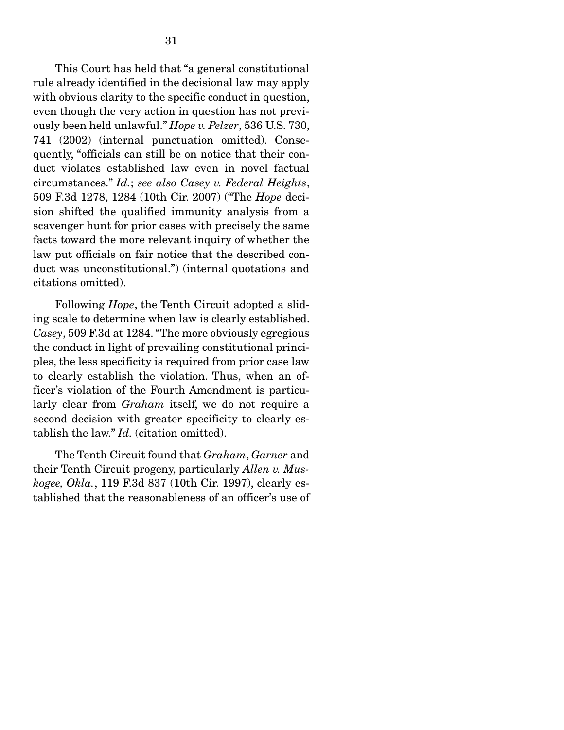This Court has held that "a general constitutional rule already identified in the decisional law may apply with obvious clarity to the specific conduct in question, even though the very action in question has not previously been held unlawful." *Hope v. Pelzer*, 536 U.S. 730, 741 (2002) (internal punctuation omitted). Consequently, "officials can still be on notice that their conduct violates established law even in novel factual circumstances." *Id.*; *see also Casey v. Federal Heights*, 509 F.3d 1278, 1284 (10th Cir. 2007) ("The *Hope* decision shifted the qualified immunity analysis from a scavenger hunt for prior cases with precisely the same facts toward the more relevant inquiry of whether the law put officials on fair notice that the described conduct was unconstitutional.") (internal quotations and citations omitted).

Following *Hope*, the Tenth Circuit adopted a sliding scale to determine when law is clearly established. *Casey*, 509 F.3d at 1284. "The more obviously egregious the conduct in light of prevailing constitutional principles, the less specificity is required from prior case law to clearly establish the violation. Thus, when an officer's violation of the Fourth Amendment is particularly clear from *Graham* itself, we do not require a second decision with greater specificity to clearly establish the law." *Id.* (citation omitted).

The Tenth Circuit found that *Graham*, *Garner* and their Tenth Circuit progeny, particularly *Allen v. Muskogee, Okla.*, 119 F.3d 837 (10th Cir. 1997), clearly established that the reasonableness of an officer's use of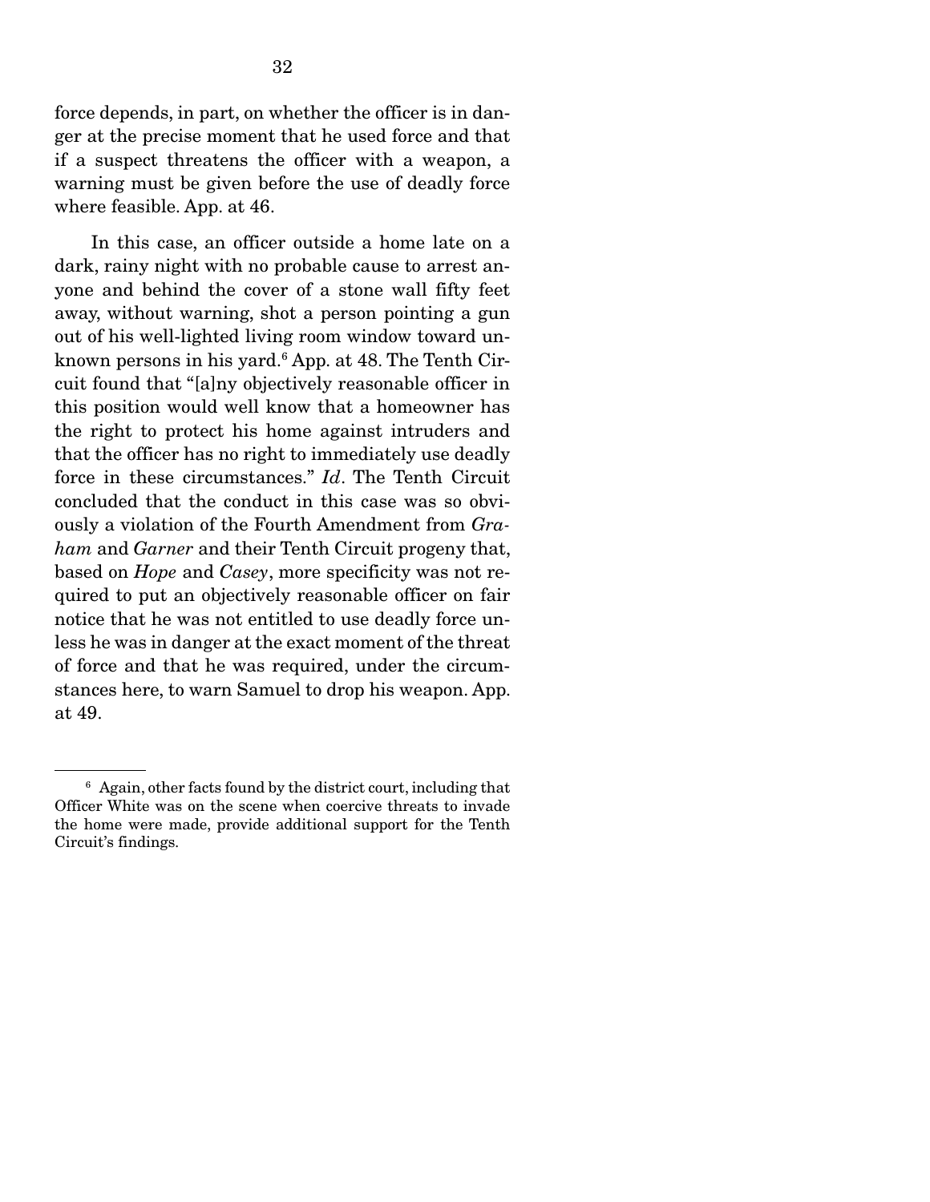force depends, in part, on whether the officer is in danger at the precise moment that he used force and that if a suspect threatens the officer with a weapon, a warning must be given before the use of deadly force where feasible. App. at 46.

In this case, an officer outside a home late on a dark, rainy night with no probable cause to arrest anyone and behind the cover of a stone wall fifty feet away, without warning, shot a person pointing a gun out of his well-lighted living room window toward unknown persons in his yard.[6] App. at 48. The Tenth Circuit found that "[a]ny objectively reasonable officer in this position would well know that a homeowner has the right to protect his home against intruders and that the officer has no right to immediately use deadly force in these circumstances." *Id*. The Tenth Circuit concluded that the conduct in this case was so obviously a violation of the Fourth Amendment from *Graham* and *Garner* and their Tenth Circuit progeny that, based on *Hope* and *Casey*, more specificity was not required to put an objectively reasonable officer on fair notice that he was not entitled to use deadly force unless he was in danger at the exact moment of the threat of force and that he was required, under the circumstances here, to warn Samuel to drop his weapon. App. at 49.

---

[6] Again, other facts found by the district court, including that Officer White was on the scene when coercive threats to invade the home were made, provide additional support for the Tenth Circuit's findings.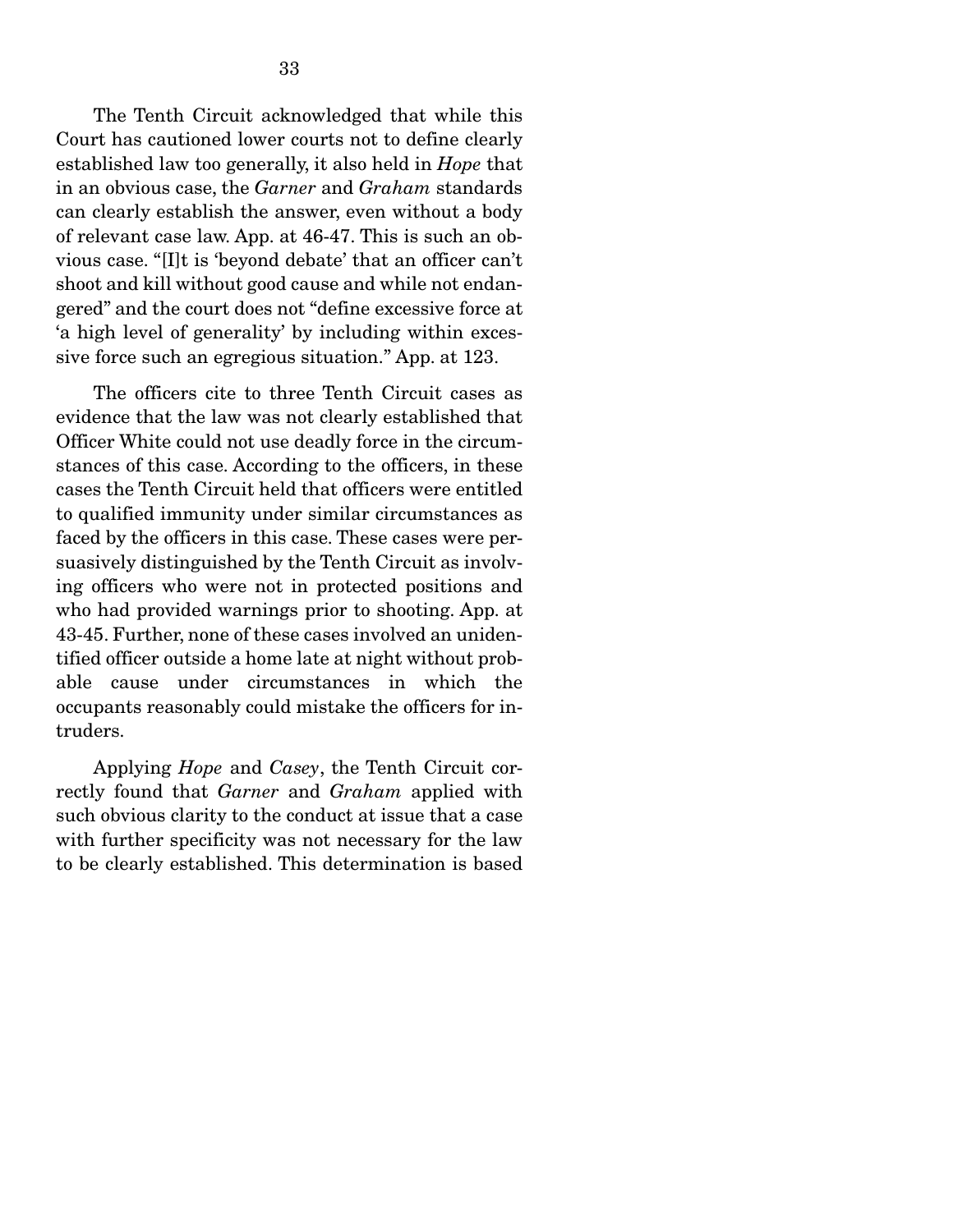The Tenth Circuit acknowledged that while this Court has cautioned lower courts not to define clearly established law too generally, it also held in *Hope* that in an obvious case, the *Garner* and *Graham* standards can clearly establish the answer, even without a body of relevant case law. App. at 46-47. This is such an obvious case. "[I]t is 'beyond debate' that an officer can't shoot and kill without good cause and while not endangered" and the court does not "define excessive force at 'a high level of generality' by including within excessive force such an egregious situation." App. at 123.

The officers cite to three Tenth Circuit cases as evidence that the law was not clearly established that Officer White could not use deadly force in the circumstances of this case. According to the officers, in these cases the Tenth Circuit held that officers were entitled to qualified immunity under similar circumstances as faced by the officers in this case. These cases were persuasively distinguished by the Tenth Circuit as involving officers who were not in protected positions and who had provided warnings prior to shooting. App. at 43-45. Further, none of these cases involved an unidentified officer outside a home late at night without probable cause under circumstances in which the occupants reasonably could mistake the officers for intruders.

Applying *Hope* and *Casey*, the Tenth Circuit correctly found that *Garner* and *Graham* applied with such obvious clarity to the conduct at issue that a case with further specificity was not necessary for the law to be clearly established. This determination is based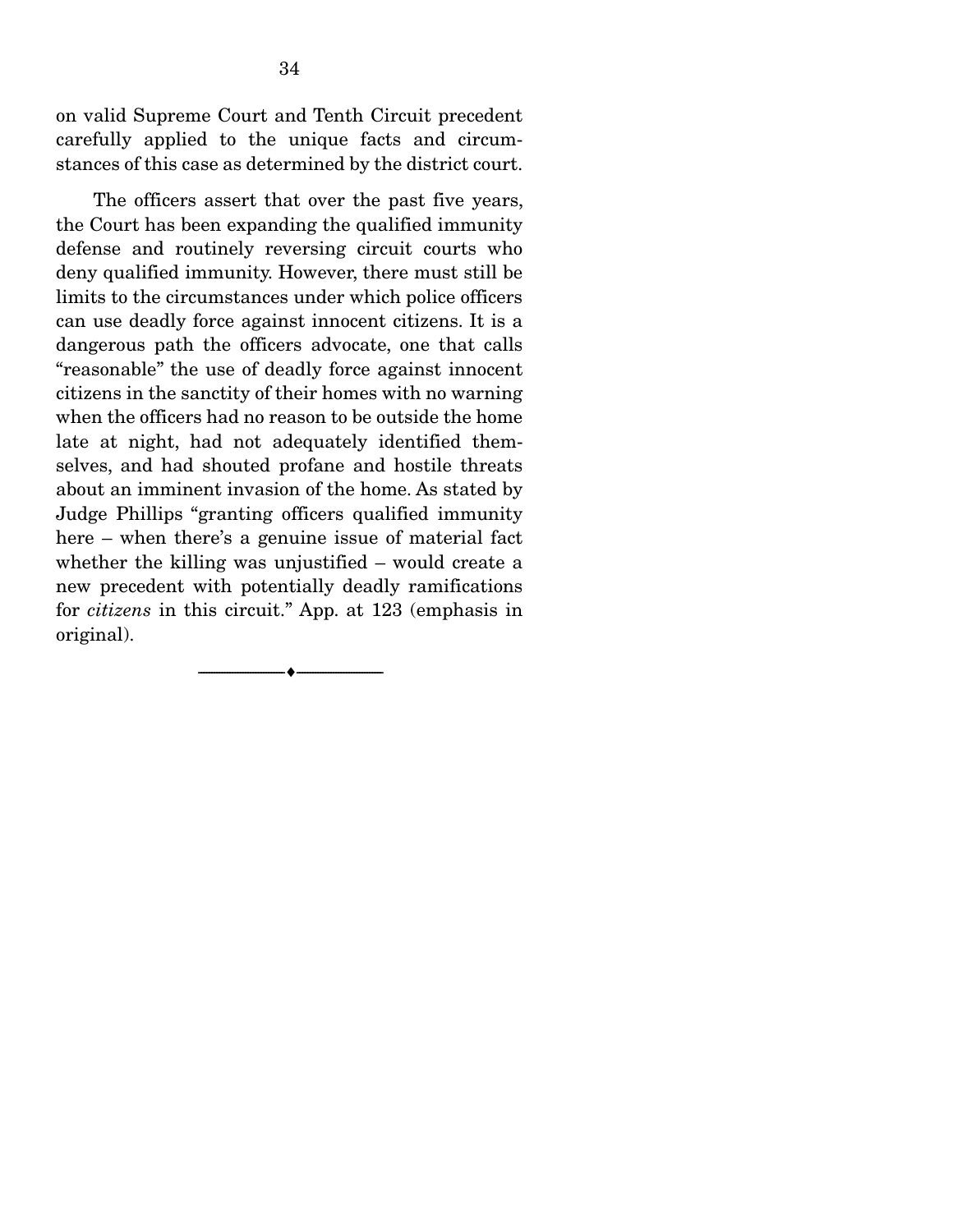on valid Supreme Court and Tenth Circuit precedent carefully applied to the unique facts and circumstances of this case as determined by the district court.

The officers assert that over the past five years, the Court has been expanding the qualified immunity defense and routinely reversing circuit courts who deny qualified immunity. However, there must still be limits to the circumstances under which police officers can use deadly force against innocent citizens. It is a dangerous path the officers advocate, one that calls "reasonable" the use of deadly force against innocent citizens in the sanctity of their homes with no warning when the officers had no reason to be outside the home late at night, had not adequately identified themselves, and had shouted profane and hostile threats about an imminent invasion of the home. As stated by Judge Phillips "granting officers qualified immunity here – when there's a genuine issue of material fact whether the killing was unjustified – would create a new precedent with potentially deadly ramifications for *citizens* in this circuit." App. at 123 (emphasis in original).

---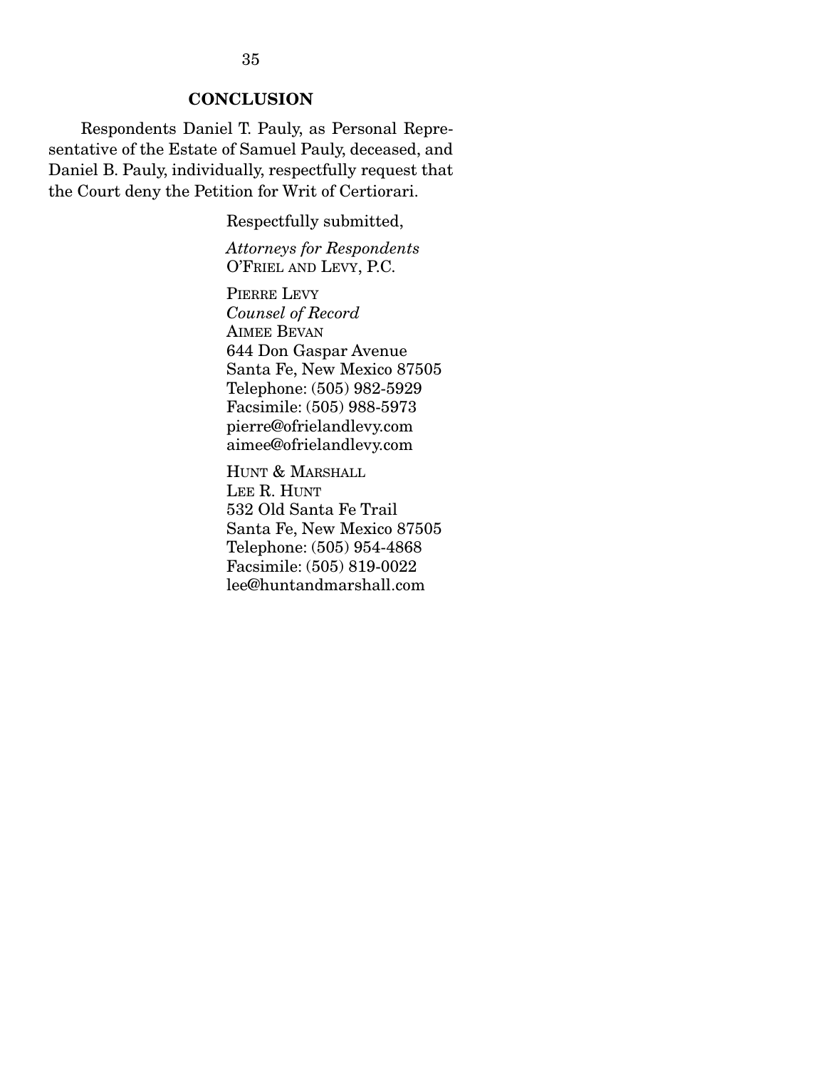## CONCLUSION

Respondents Daniel T. Pauly, as Personal Representative of the Estate of Samuel Pauly, deceased, and Daniel B. Pauly, individually, respectfully request that the Court deny the Petition for Writ of Certiorari.

Respectfully submitted,

*Attorneys for Respondents*
O'FRIEL AND LEVY, P.C.

PIERRE LEVY
*Counsel of Record*
AIMEE BEVAN
644 Don Gaspar Avenue
Santa Fe, New Mexico 87505
Telephone: (505) 982-5929
Facsimile: (505) 988-5973
pierre@ofrielandlevy.com
aimee@ofrielandlevy.com

HUNT & MARSHALL
LEE R. HUNT
532 Old Santa Fe Trail
Santa Fe, New Mexico 87505
Telephone: (505) 954-4868
Facsimile: (505) 819-0022
lee@huntandmarshall.com